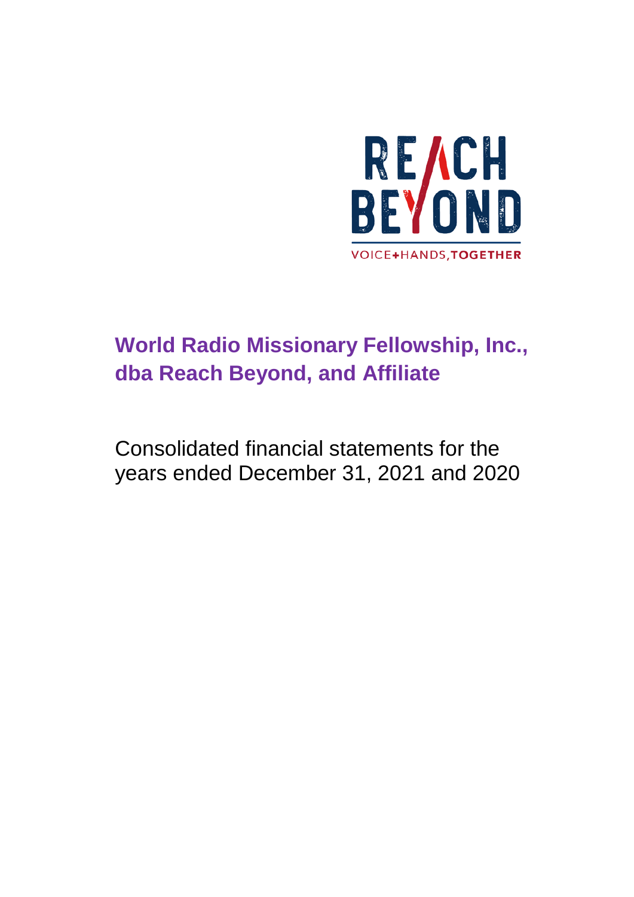REACH BEYOND

VOICE+HANDS, TOGETHER

# World Radio Missionary Fellowship, Inc., dba Reach Beyond, and Affiliate

Consolidated financial statements for the years ended December 31, 2021 and 2020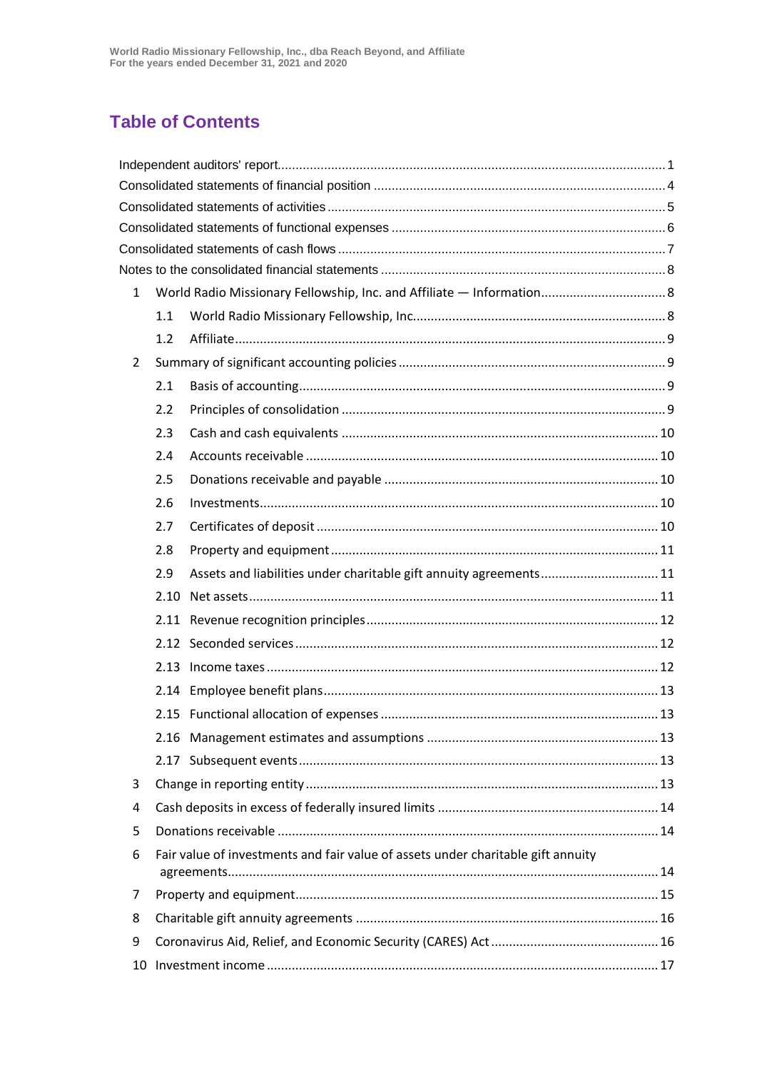# Table of Contents

Independent auditors' report ..... 1
Consolidated statements of financial position ..... 4
Consolidated statements of activities ..... 5
Consolidated statements of functional expenses ..... 6
Consolidated statements of cash flows ..... 7
Notes to the consolidated financial statements ..... 8

1 World Radio Missionary Fellowship, Inc. and Affiliate — Information ..... 8
  1.1 World Radio Missionary Fellowship, Inc. ..... 8
  1.2 Affiliate ..... 9
2 Summary of significant accounting policies ..... 9
  2.1 Basis of accounting ..... 9
  2.2 Principles of consolidation ..... 9
  2.3 Cash and cash equivalents ..... 10
  2.4 Accounts receivable ..... 10
  2.5 Donations receivable and payable ..... 10
  2.6 Investments ..... 10
  2.7 Certificates of deposit ..... 10
  2.8 Property and equipment ..... 11
  2.9 Assets and liabilities under charitable gift annuity agreements ..... 11
  2.10 Net assets ..... 11
  2.11 Revenue recognition principles ..... 12
  2.12 Seconded services ..... 12
  2.13 Income taxes ..... 12
  2.14 Employee benefit plans ..... 13
  2.15 Functional allocation of expenses ..... 13
  2.16 Management estimates and assumptions ..... 13
  2.17 Subsequent events ..... 13
3 Change in reporting entity ..... 13
4 Cash deposits in excess of federally insured limits ..... 14
5 Donations receivable ..... 14
6 Fair value of investments and fair value of assets under charitable gift annuity agreements ..... 14
7 Property and equipment ..... 15
8 Charitable gift annuity agreements ..... 16
9 Coronavirus Aid, Relief, and Economic Security (CARES) Act ..... 16
10 Investment income ..... 17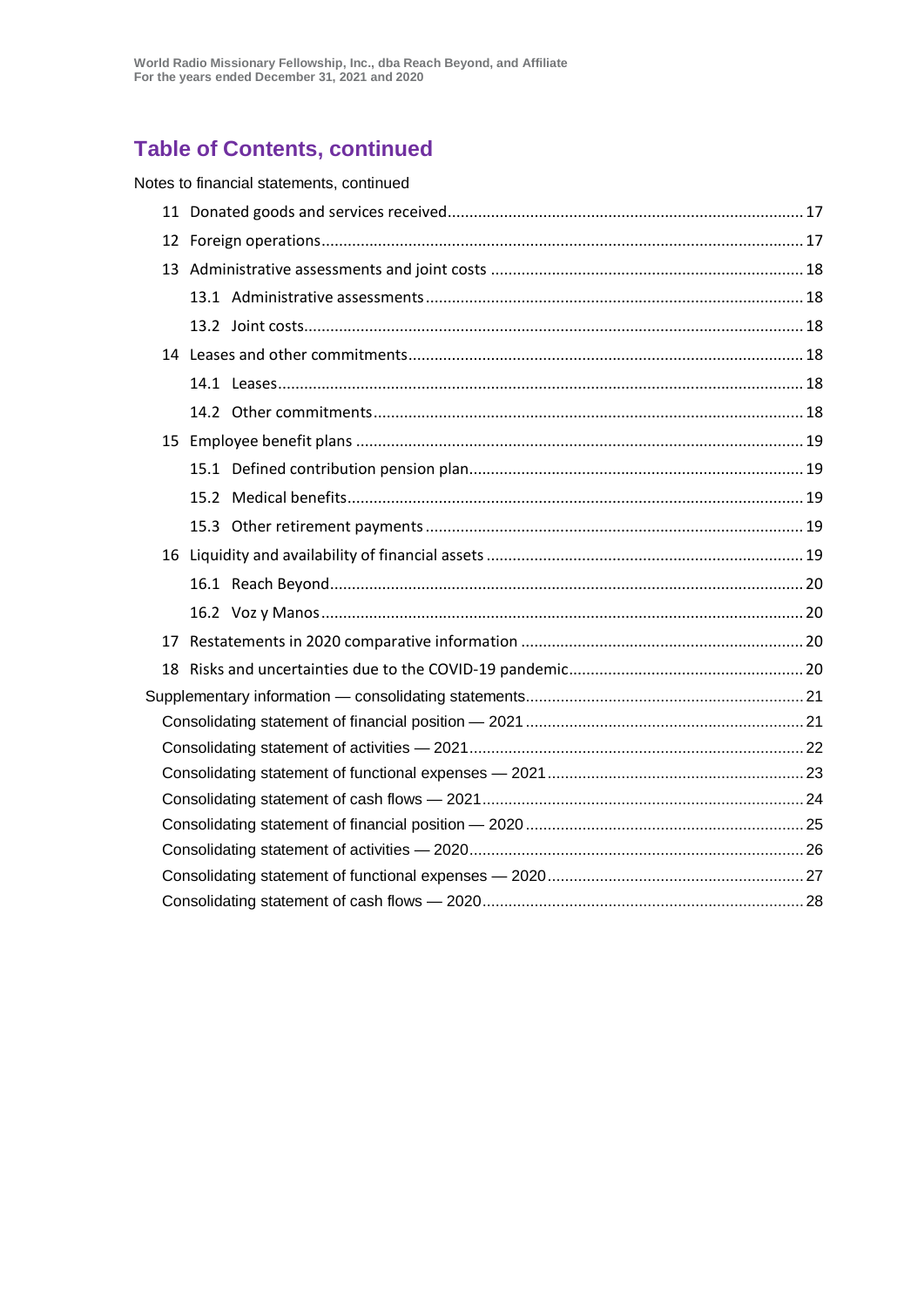## Table of Contents, continued

Notes to financial statements, continued

- 11 Donated goods and services received ... 17
- 12 Foreign operations ... 17
- 13 Administrative assessments and joint costs ... 18
  - 13.1 Administrative assessments ... 18
  - 13.2 Joint costs ... 18
- 14 Leases and other commitments ... 18
  - 14.1 Leases ... 18
  - 14.2 Other commitments ... 18
- 15 Employee benefit plans ... 19
  - 15.1 Defined contribution pension plan ... 19
  - 15.2 Medical benefits ... 19
  - 15.3 Other retirement payments ... 19
- 16 Liquidity and availability of financial assets ... 19
  - 16.1 Reach Beyond ... 20
  - 16.2 Voz y Manos ... 20
- 17 Restatements in 2020 comparative information ... 20
- 18 Risks and uncertainties due to the COVID-19 pandemic ... 20

Supplementary information — consolidating statements ... 21

- Consolidating statement of financial position — 2021 ... 21
- Consolidating statement of activities — 2021 ... 22
- Consolidating statement of functional expenses — 2021 ... 23
- Consolidating statement of cash flows — 2021 ... 24
- Consolidating statement of financial position — 2020 ... 25
- Consolidating statement of activities — 2020 ... 26
- Consolidating statement of functional expenses — 2020 ... 27
- Consolidating statement of cash flows — 2020 ... 28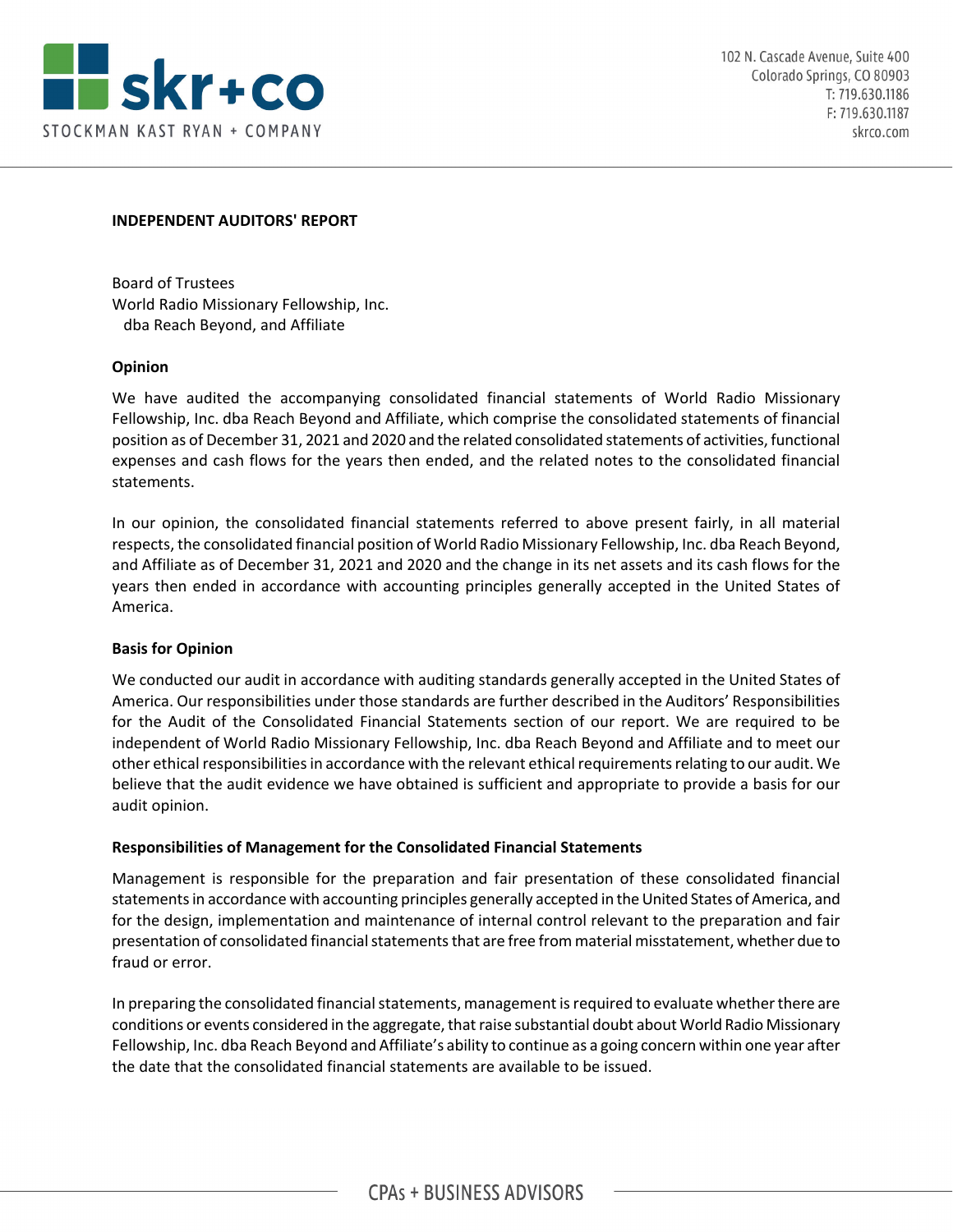# INDEPENDENT AUDITORS' REPORT

Board of Trustees
World Radio Missionary Fellowship, Inc.
dba Reach Beyond, and Affiliate

## Opinion

We have audited the accompanying consolidated financial statements of World Radio Missionary Fellowship, Inc. dba Reach Beyond and Affiliate, which comprise the consolidated statements of financial position as of December 31, 2021 and 2020 and the related consolidated statements of activities, functional expenses and cash flows for the years then ended, and the related notes to the consolidated financial statements.

In our opinion, the consolidated financial statements referred to above present fairly, in all material respects, the consolidated financial position of World Radio Missionary Fellowship, Inc. dba Reach Beyond, and Affiliate as of December 31, 2021 and 2020 and the change in its net assets and its cash flows for the years then ended in accordance with accounting principles generally accepted in the United States of America.

## Basis for Opinion

We conducted our audit in accordance with auditing standards generally accepted in the United States of America. Our responsibilities under those standards are further described in the Auditors' Responsibilities for the Audit of the Consolidated Financial Statements section of our report. We are required to be independent of World Radio Missionary Fellowship, Inc. dba Reach Beyond and Affiliate and to meet our other ethical responsibilities in accordance with the relevant ethical requirements relating to our audit. We believe that the audit evidence we have obtained is sufficient and appropriate to provide a basis for our audit opinion.

## Responsibilities of Management for the Consolidated Financial Statements

Management is responsible for the preparation and fair presentation of these consolidated financial statements in accordance with accounting principles generally accepted in the United States of America, and for the design, implementation and maintenance of internal control relevant to the preparation and fair presentation of consolidated financial statements that are free from material misstatement, whether due to fraud or error.

In preparing the consolidated financial statements, management is required to evaluate whether there are conditions or events considered in the aggregate, that raise substantial doubt about World Radio Missionary Fellowship, Inc. dba Reach Beyond and Affiliate's ability to continue as a going concern within one year after the date that the consolidated financial statements are available to be issued.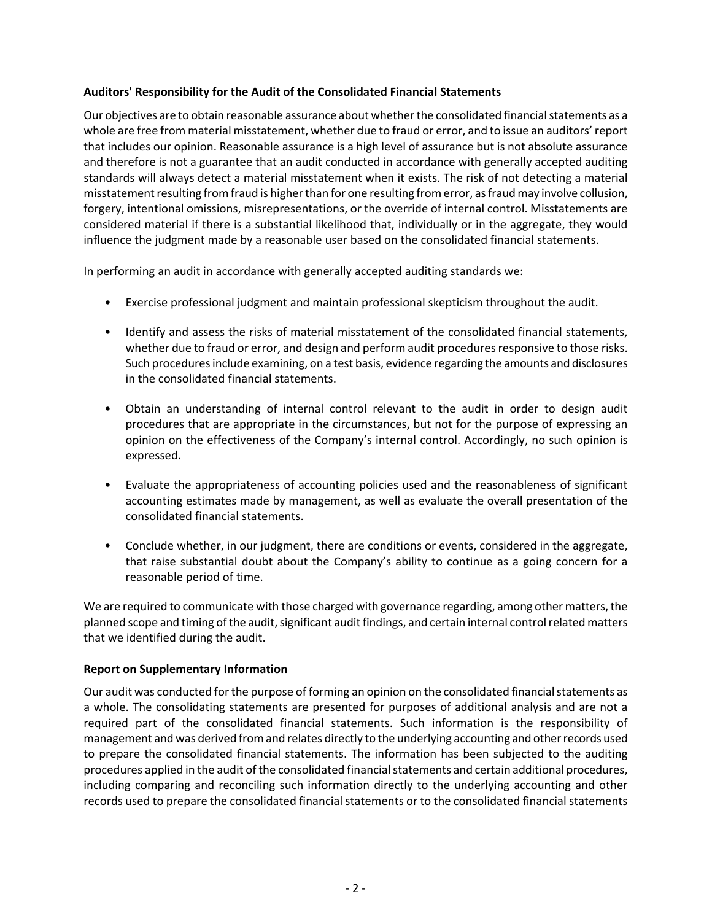**Auditors' Responsibility for the Audit of the Consolidated Financial Statements**

Our objectives are to obtain reasonable assurance about whether the consolidated financial statements as a whole are free from material misstatement, whether due to fraud or error, and to issue an auditors' report that includes our opinion. Reasonable assurance is a high level of assurance but is not absolute assurance and therefore is not a guarantee that an audit conducted in accordance with generally accepted auditing standards will always detect a material misstatement when it exists. The risk of not detecting a material misstatement resulting from fraud is higher than for one resulting from error, as fraud may involve collusion, forgery, intentional omissions, misrepresentations, or the override of internal control. Misstatements are considered material if there is a substantial likelihood that, individually or in the aggregate, they would influence the judgment made by a reasonable user based on the consolidated financial statements.

In performing an audit in accordance with generally accepted auditing standards we:

- Exercise professional judgment and maintain professional skepticism throughout the audit.
- Identify and assess the risks of material misstatement of the consolidated financial statements, whether due to fraud or error, and design and perform audit procedures responsive to those risks. Such procedures include examining, on a test basis, evidence regarding the amounts and disclosures in the consolidated financial statements.
- Obtain an understanding of internal control relevant to the audit in order to design audit procedures that are appropriate in the circumstances, but not for the purpose of expressing an opinion on the effectiveness of the Company's internal control. Accordingly, no such opinion is expressed.
- Evaluate the appropriateness of accounting policies used and the reasonableness of significant accounting estimates made by management, as well as evaluate the overall presentation of the consolidated financial statements.
- Conclude whether, in our judgment, there are conditions or events, considered in the aggregate, that raise substantial doubt about the Company's ability to continue as a going concern for a reasonable period of time.

We are required to communicate with those charged with governance regarding, among other matters, the planned scope and timing of the audit, significant audit findings, and certain internal control related matters that we identified during the audit.

**Report on Supplementary Information**

Our audit was conducted for the purpose of forming an opinion on the consolidated financial statements as a whole. The consolidating statements are presented for purposes of additional analysis and are not a required part of the consolidated financial statements. Such information is the responsibility of management and was derived from and relates directly to the underlying accounting and other records used to prepare the consolidated financial statements. The information has been subjected to the auditing procedures applied in the audit of the consolidated financial statements and certain additional procedures, including comparing and reconciling such information directly to the underlying accounting and other records used to prepare the consolidated financial statements or to the consolidated financial statements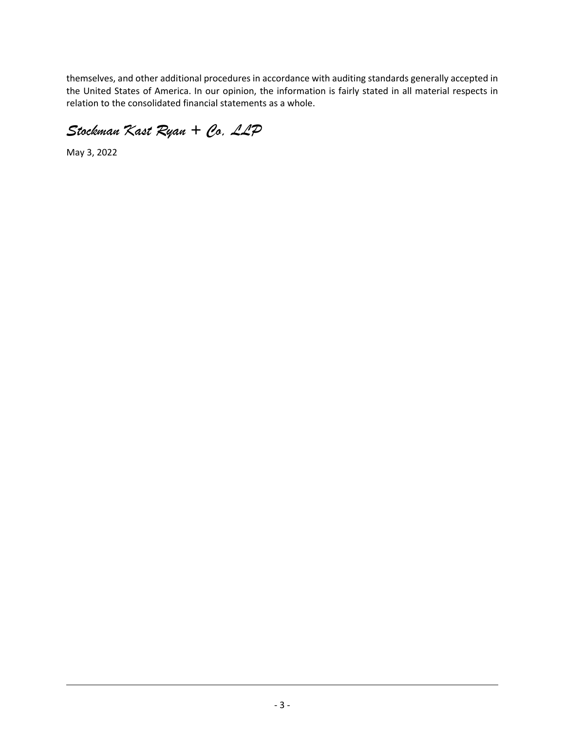themselves, and other additional procedures in accordance with auditing standards generally accepted in the United States of America. In our opinion, the information is fairly stated in all material respects in relation to the consolidated financial statements as a whole.

*Stockman Kast Ryan + Co, LLP*

May 3, 2022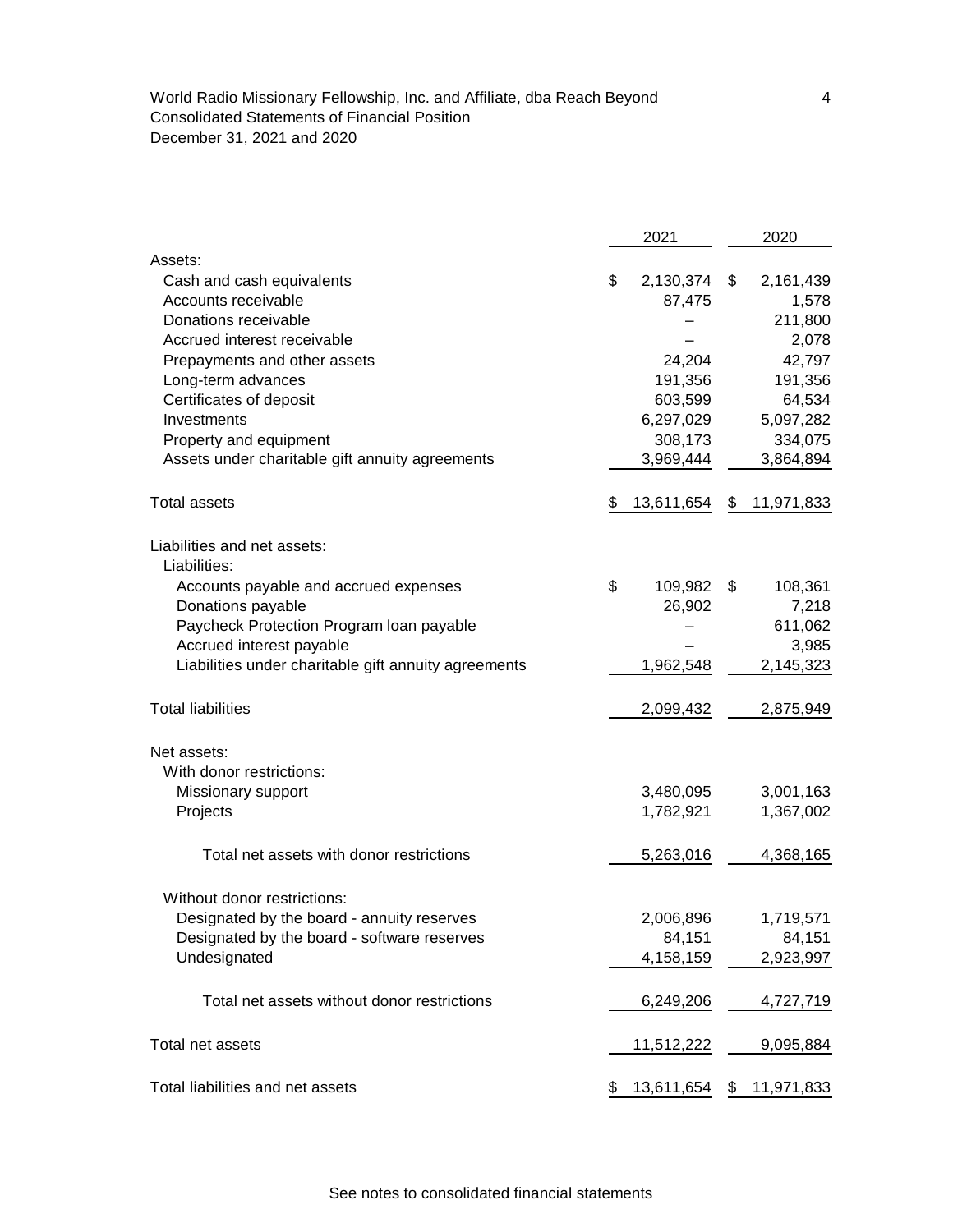World Radio Missionary Fellowship, Inc. and Affiliate, dba Reach Beyond
Consolidated Statements of Financial Position
December 31, 2021 and 2020

| | 2021 | 2020 |
|---|---|---|
| Assets: | | |
| Cash and cash equivalents | $ 2,130,374 | $ 2,161,439 |
| Accounts receivable | 87,475 | 1,578 |
| Donations receivable | – | 211,800 |
| Accrued interest receivable | – | 2,078 |
| Prepayments and other assets | 24,204 | 42,797 |
| Long-term advances | 191,356 | 191,356 |
| Certificates of deposit | 603,599 | 64,534 |
| Investments | 6,297,029 | 5,097,282 |
| Property and equipment | 308,173 | 334,075 |
| Assets under charitable gift annuity agreements | 3,969,444 | 3,864,894 |
| Total assets | $ 13,611,654 | $ 11,971,833 |
| Liabilities and net assets: | | |
| Liabilities: | | |
| Accounts payable and accrued expenses | $ 109,982 | $ 108,361 |
| Donations payable | 26,902 | 7,218 |
| Paycheck Protection Program loan payable | – | 611,062 |
| Accrued interest payable | – | 3,985 |
| Liabilities under charitable gift annuity agreements | 1,962,548 | 2,145,323 |
| Total liabilities | 2,099,432 | 2,875,949 |
| Net assets: | | |
| With donor restrictions: | | |
| Missionary support | 3,480,095 | 3,001,163 |
| Projects | 1,782,921 | 1,367,002 |
| Total net assets with donor restrictions | 5,263,016 | 4,368,165 |
| Without donor restrictions: | | |
| Designated by the board - annuity reserves | 2,006,896 | 1,719,571 |
| Designated by the board - software reserves | 84,151 | 84,151 |
| Undesignated | 4,158,159 | 2,923,997 |
| Total net assets without donor restrictions | 6,249,206 | 4,727,719 |
| Total net assets | 11,512,222 | 9,095,884 |
| Total liabilities and net assets | $ 13,611,654 | $ 11,971,833 |

See notes to consolidated financial statements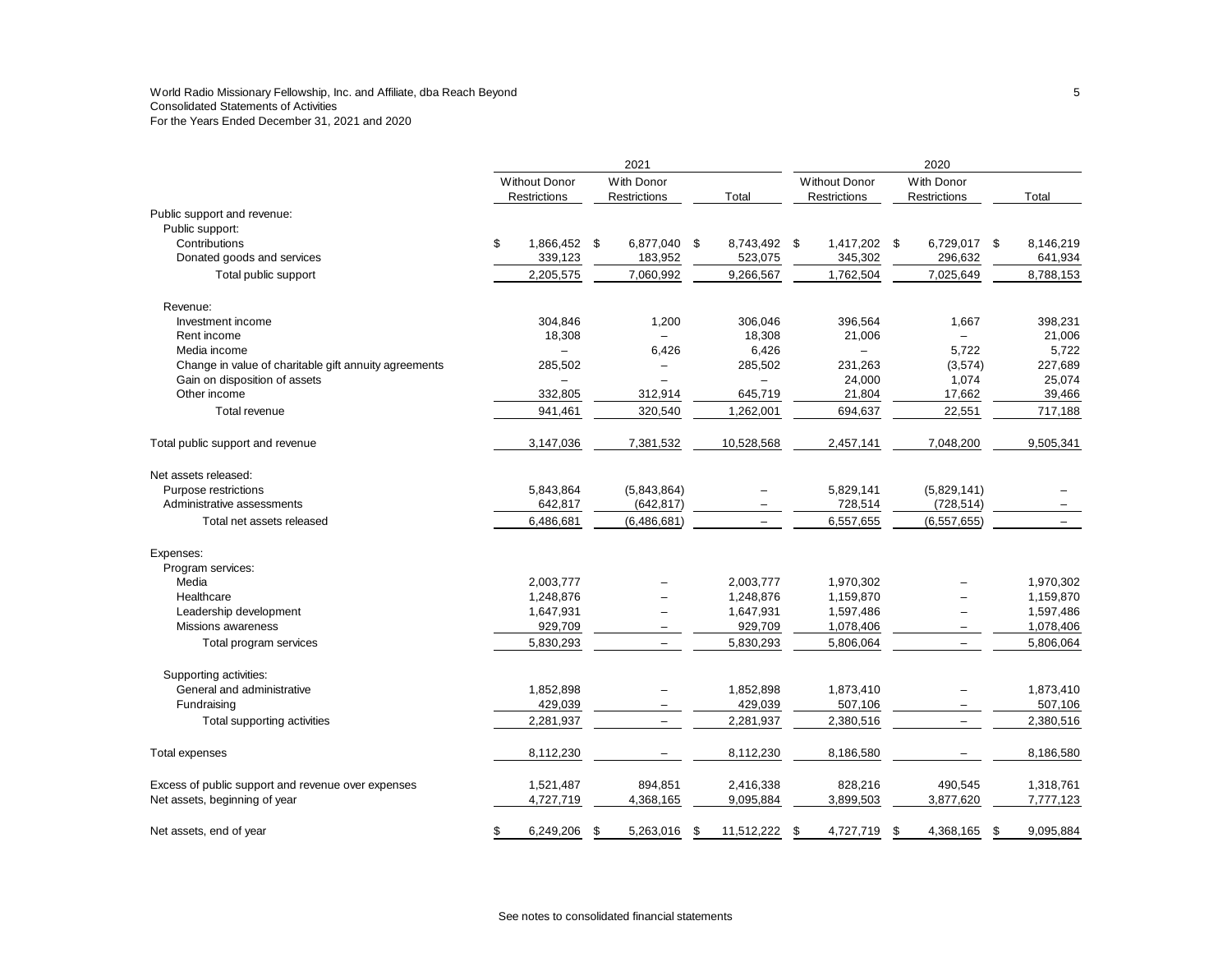World Radio Missionary Fellowship, Inc. and Affiliate, dba Reach Beyond
Consolidated Statements of Activities
For the Years Ended December 31, 2021 and 2020

| | 2021 | | | 2020 | | |
|---|---|---|---|---|---|---|
| | Without Donor Restrictions | With Donor Restrictions | Total | Without Donor Restrictions | With Donor Restrictions | Total |
| Public support and revenue: | | | | | | |
| Public support: | | | | | | |
| Contributions | $ 1,866,452 | $ 6,877,040 | $ 8,743,492 | $ 1,417,202 | $ 6,729,017 | $ 8,146,219 |
| Donated goods and services | 339,123 | 183,952 | 523,075 | 345,302 | 296,632 | 641,934 |
| Total public support | 2,205,575 | 7,060,992 | 9,266,567 | 1,762,504 | 7,025,649 | 8,788,153 |
| Revenue: | | | | | | |
| Investment income | 304,846 | 1,200 | 306,046 | 396,564 | 1,667 | 398,231 |
| Rent income | 18,308 | – | 18,308 | 21,006 | – | 21,006 |
| Media income | – | 6,426 | 6,426 | – | 5,722 | 5,722 |
| Change in value of charitable gift annuity agreements | 285,502 | – | 285,502 | 231,263 | (3,574) | 227,689 |
| Gain on disposition of assets | – | – | – | 24,000 | 1,074 | 25,074 |
| Other income | 332,805 | 312,914 | 645,719 | 21,804 | 17,662 | 39,466 |
| Total revenue | 941,461 | 320,540 | 1,262,001 | 694,637 | 22,551 | 717,188 |
| Total public support and revenue | 3,147,036 | 7,381,532 | 10,528,568 | 2,457,141 | 7,048,200 | 9,505,341 |
| Net assets released: | | | | | | |
| Purpose restrictions | 5,843,864 | (5,843,864) | – | 5,829,141 | (5,829,141) | – |
| Administrative assessments | 642,817 | (642,817) | – | 728,514 | (728,514) | – |
| Total net assets released | 6,486,681 | (6,486,681) | – | 6,557,655 | (6,557,655) | – |
| Expenses: | | | | | | |
| Program services: | | | | | | |
| Media | 2,003,777 | – | 2,003,777 | 1,970,302 | – | 1,970,302 |
| Healthcare | 1,248,876 | – | 1,248,876 | 1,159,870 | – | 1,159,870 |
| Leadership development | 1,647,931 | – | 1,647,931 | 1,597,486 | – | 1,597,486 |
| Missions awareness | 929,709 | – | 929,709 | 1,078,406 | – | 1,078,406 |
| Total program services | 5,830,293 | – | 5,830,293 | 5,806,064 | – | 5,806,064 |
| Supporting activities: | | | | | | |
| General and administrative | 1,852,898 | – | 1,852,898 | 1,873,410 | – | 1,873,410 |
| Fundraising | 429,039 | – | 429,039 | 507,106 | – | 507,106 |
| Total supporting activities | 2,281,937 | – | 2,281,937 | 2,380,516 | – | 2,380,516 |
| Total expenses | 8,112,230 | – | 8,112,230 | 8,186,580 | – | 8,186,580 |
| Excess of public support and revenue over expenses | 1,521,487 | 894,851 | 2,416,338 | 828,216 | 490,545 | 1,318,761 |
| Net assets, beginning of year | 4,727,719 | 4,368,165 | 9,095,884 | 3,899,503 | 3,877,620 | 7,777,123 |
| Net assets, end of year | $ 6,249,206 | $ 5,263,016 | $ 11,512,222 | $ 4,727,719 | $ 4,368,165 | $ 9,095,884 |

See notes to consolidated financial statements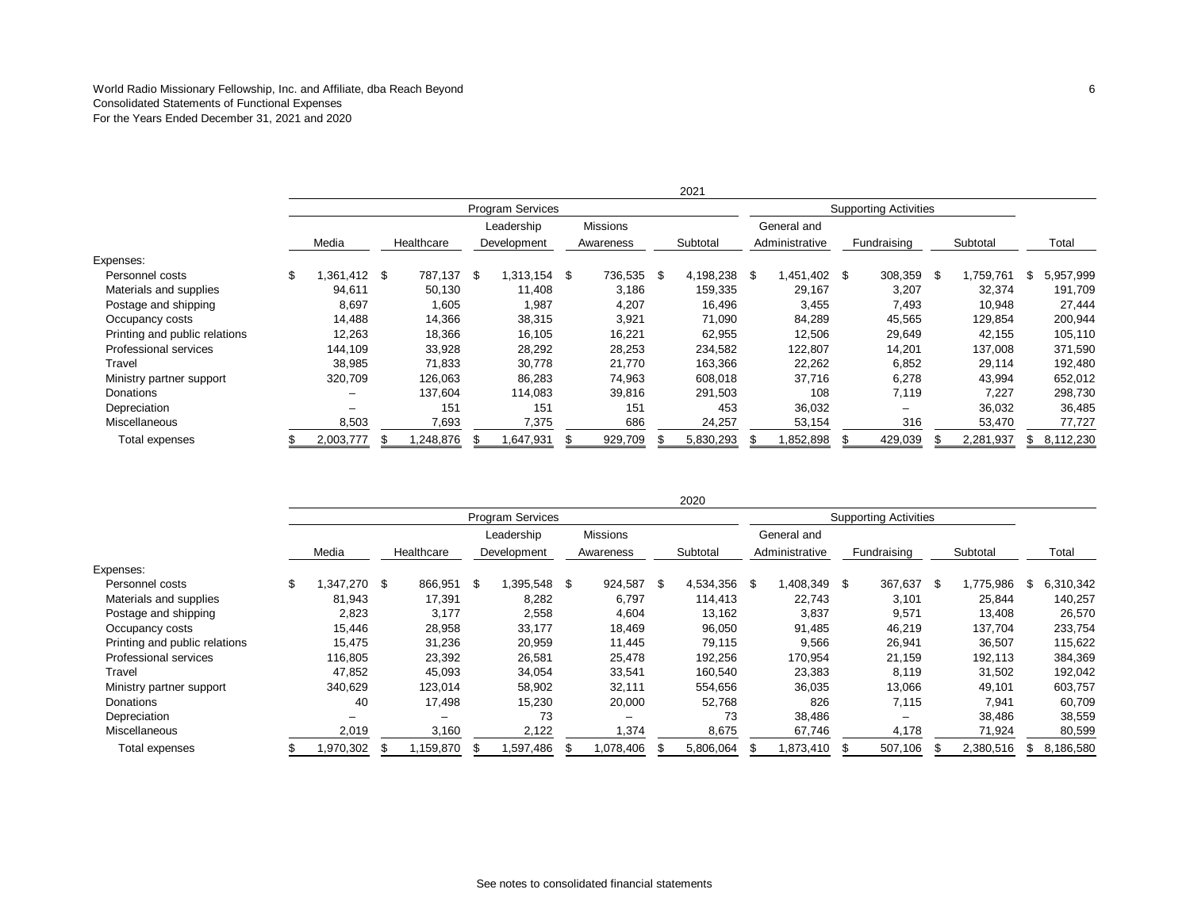World Radio Missionary Fellowship, Inc. and Affiliate, dba Reach Beyond
Consolidated Statements of Functional Expenses
For the Years Ended December 31, 2021 and 2020

| | 2021 | | | | | | | | |
|---|---|---|---|---|---|---|---|---|---|
| | Program Services | | | | | Supporting Activities | | | |
| | Media | Healthcare | Leadership Development | Missions Awareness | Subtotal | General and Administrative | Fundraising | Subtotal | Total |
| Expenses: | | | | | | | | | |
| Personnel costs | $ 1,361,412 | $ 787,137 | $ 1,313,154 | $ 736,535 | $ 4,198,238 | $ 1,451,402 | $ 308,359 | $ 1,759,761 | $ 5,957,999 |
| Materials and supplies | 94,611 | 50,130 | 11,408 | 3,186 | 159,335 | 29,167 | 3,207 | 32,374 | 191,709 |
| Postage and shipping | 8,697 | 1,605 | 1,987 | 4,207 | 16,496 | 3,455 | 7,493 | 10,948 | 27,444 |
| Occupancy costs | 14,488 | 14,366 | 38,315 | 3,921 | 71,090 | 84,289 | 45,565 | 129,854 | 200,944 |
| Printing and public relations | 12,263 | 18,366 | 16,105 | 16,221 | 62,955 | 12,506 | 29,649 | 42,155 | 105,110 |
| Professional services | 144,109 | 33,928 | 28,292 | 28,253 | 234,582 | 122,807 | 14,201 | 137,008 | 371,590 |
| Travel | 38,985 | 71,833 | 30,778 | 21,770 | 163,366 | 22,262 | 6,852 | 29,114 | 192,480 |
| Ministry partner support | 320,709 | 126,063 | 86,283 | 74,963 | 608,018 | 37,716 | 6,278 | 43,994 | 652,012 |
| Donations | – | 137,604 | 114,083 | 39,816 | 291,503 | 108 | 7,119 | 7,227 | 298,730 |
| Depreciation | – | 151 | 151 | 151 | 453 | 36,032 | – | 36,032 | 36,485 |
| Miscellaneous | 8,503 | 7,693 | 7,375 | 686 | 24,257 | 53,154 | 316 | 53,470 | 77,727 |
| Total expenses | $ 2,003,777 | $ 1,248,876 | $ 1,647,931 | $ 929,709 | $ 5,830,293 | $ 1,852,898 | $ 429,039 | $ 2,281,937 | $ 8,112,230 |

| | 2020 | | | | | | | | |
|---|---|---|---|---|---|---|---|---|---|
| | Program Services | | | | | Supporting Activities | | | |
| | Media | Healthcare | Leadership Development | Missions Awareness | Subtotal | General and Administrative | Fundraising | Subtotal | Total |
| Expenses: | | | | | | | | | |
| Personnel costs | $ 1,347,270 | $ 866,951 | $ 1,395,548 | $ 924,587 | $ 4,534,356 | $ 1,408,349 | $ 367,637 | $ 1,775,986 | $ 6,310,342 |
| Materials and supplies | 81,943 | 17,391 | 8,282 | 6,797 | 114,413 | 22,743 | 3,101 | 25,844 | 140,257 |
| Postage and shipping | 2,823 | 3,177 | 2,558 | 4,604 | 13,162 | 3,837 | 9,571 | 13,408 | 26,570 |
| Occupancy costs | 15,446 | 28,958 | 33,177 | 18,469 | 96,050 | 91,485 | 46,219 | 137,704 | 233,754 |
| Printing and public relations | 15,475 | 31,236 | 20,959 | 11,445 | 79,115 | 9,566 | 26,941 | 36,507 | 115,622 |
| Professional services | 116,805 | 23,392 | 26,581 | 25,478 | 192,256 | 170,954 | 21,159 | 192,113 | 384,369 |
| Travel | 47,852 | 45,093 | 34,054 | 33,541 | 160,540 | 23,383 | 8,119 | 31,502 | 192,042 |
| Ministry partner support | 340,629 | 123,014 | 58,902 | 32,111 | 554,656 | 36,035 | 13,066 | 49,101 | 603,757 |
| Donations | 40 | 17,498 | 15,230 | 20,000 | 52,768 | 826 | 7,115 | 7,941 | 60,709 |
| Depreciation | – | – | 73 | – | 73 | 38,486 | – | 38,486 | 38,559 |
| Miscellaneous | 2,019 | 3,160 | 2,122 | 1,374 | 8,675 | 67,746 | 4,178 | 71,924 | 80,599 |
| Total expenses | $ 1,970,302 | $ 1,159,870 | $ 1,597,486 | $ 1,078,406 | $ 5,806,064 | $ 1,873,410 | $ 507,106 | $ 2,380,516 | $ 8,186,580 |

See notes to consolidated financial statements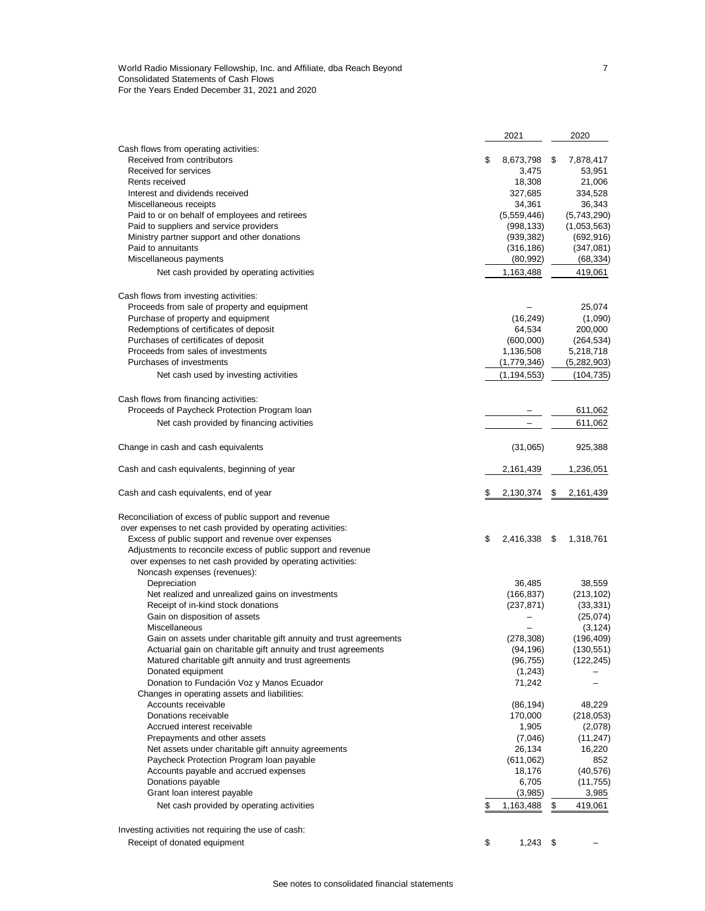World Radio Missionary Fellowship, Inc. and Affiliate, dba Reach Beyond
Consolidated Statements of Cash Flows
For the Years Ended December 31, 2021 and 2020

| | 2021 | 2020 |
|---|---|---|
| **Cash flows from operating activities:** | | |
| Received from contributors | $ 8,673,798 | $ 7,878,417 |
| Received for services | 3,475 | 53,951 |
| Rents received | 18,308 | 21,006 |
| Interest and dividends received | 327,685 | 334,528 |
| Miscellaneous receipts | 34,361 | 36,343 |
| Paid to or on behalf of employees and retirees | (5,559,446) | (5,743,290) |
| Paid to suppliers and service providers | (998,133) | (1,053,563) |
| Ministry partner support and other donations | (939,382) | (692,916) |
| Paid to annuitants | (316,186) | (347,081) |
| Miscellaneous payments | (80,992) | (68,334) |
| Net cash provided by operating activities | 1,163,488 | 419,061 |
| **Cash flows from investing activities:** | | |
| Proceeds from sale of property and equipment | – | 25,074 |
| Purchase of property and equipment | (16,249) | (1,090) |
| Redemptions of certificates of deposit | 64,534 | 200,000 |
| Purchases of certificates of deposit | (600,000) | (264,534) |
| Proceeds from sales of investments | 1,136,508 | 5,218,718 |
| Purchases of investments | (1,779,346) | (5,282,903) |
| Net cash used by investing activities | (1,194,553) | (104,735) |
| **Cash flows from financing activities:** | | |
| Proceeds of Paycheck Protection Program loan | – | 611,062 |
| Net cash provided by financing activities | – | 611,062 |
| Change in cash and cash equivalents | (31,065) | 925,388 |
| Cash and cash equivalents, beginning of year | 2,161,439 | 1,236,051 |
| Cash and cash equivalents, end of year | $ 2,130,374 | $ 2,161,439 |
| **Reconciliation of excess of public support and revenue over expenses to net cash provided by operating activities:** | | |
| Excess of public support and revenue over expenses | $ 2,416,338 | $ 1,318,761 |
| Adjustments to reconcile excess of public support and revenue over expenses to net cash provided by operating activities: | | |
| Noncash expenses (revenues): | | |
| Depreciation | 36,485 | 38,559 |
| Net realized and unrealized gains on investments | (166,837) | (213,102) |
| Receipt of in-kind stock donations | (237,871) | (33,331) |
| Gain on disposition of assets | – | (25,074) |
| Miscellaneous | – | (3,124) |
| Gain on assets under charitable gift annuity and trust agreements | (278,308) | (196,409) |
| Actuarial gain on charitable gift annuity and trust agreements | (94,196) | (130,551) |
| Matured charitable gift annuity and trust agreements | (96,755) | (122,245) |
| Donated equipment | (1,243) | – |
| Donation to Fundación Voz y Manos Ecuador | 71,242 | – |
| Changes in operating assets and liabilities: | | |
| Accounts receivable | (86,194) | 48,229 |
| Donations receivable | 170,000 | (218,053) |
| Accrued interest receivable | 1,905 | (2,078) |
| Prepayments and other assets | (7,046) | (11,247) |
| Net assets under charitable gift annuity agreements | 26,134 | 16,220 |
| Paycheck Protection Program loan payable | (611,062) | 852 |
| Accounts payable and accrued expenses | 18,176 | (40,576) |
| Donations payable | 6,705 | (11,755) |
| Grant loan interest payable | (3,985) | 3,985 |
| Net cash provided by operating activities | $ 1,163,488 | $ 419,061 |
| **Investing activities not requiring the use of cash:** | | |
| Receipt of donated equipment | $ 1,243 | $ – |

See notes to consolidated financial statements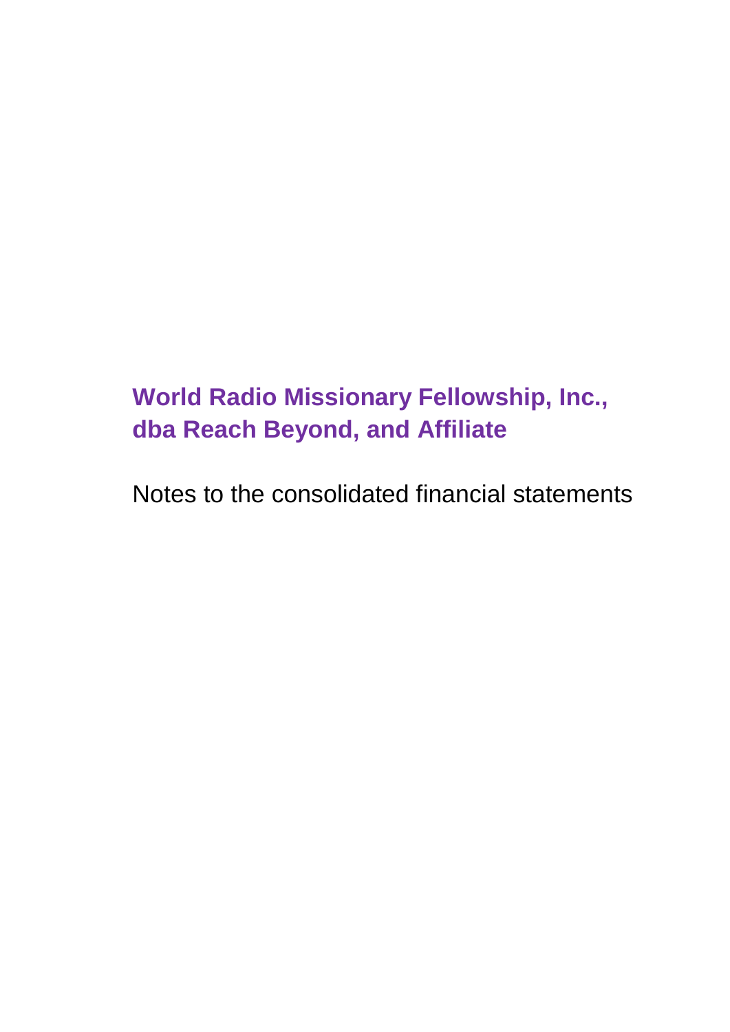# World Radio Missionary Fellowship, Inc., dba Reach Beyond, and Affiliate

Notes to the consolidated financial statements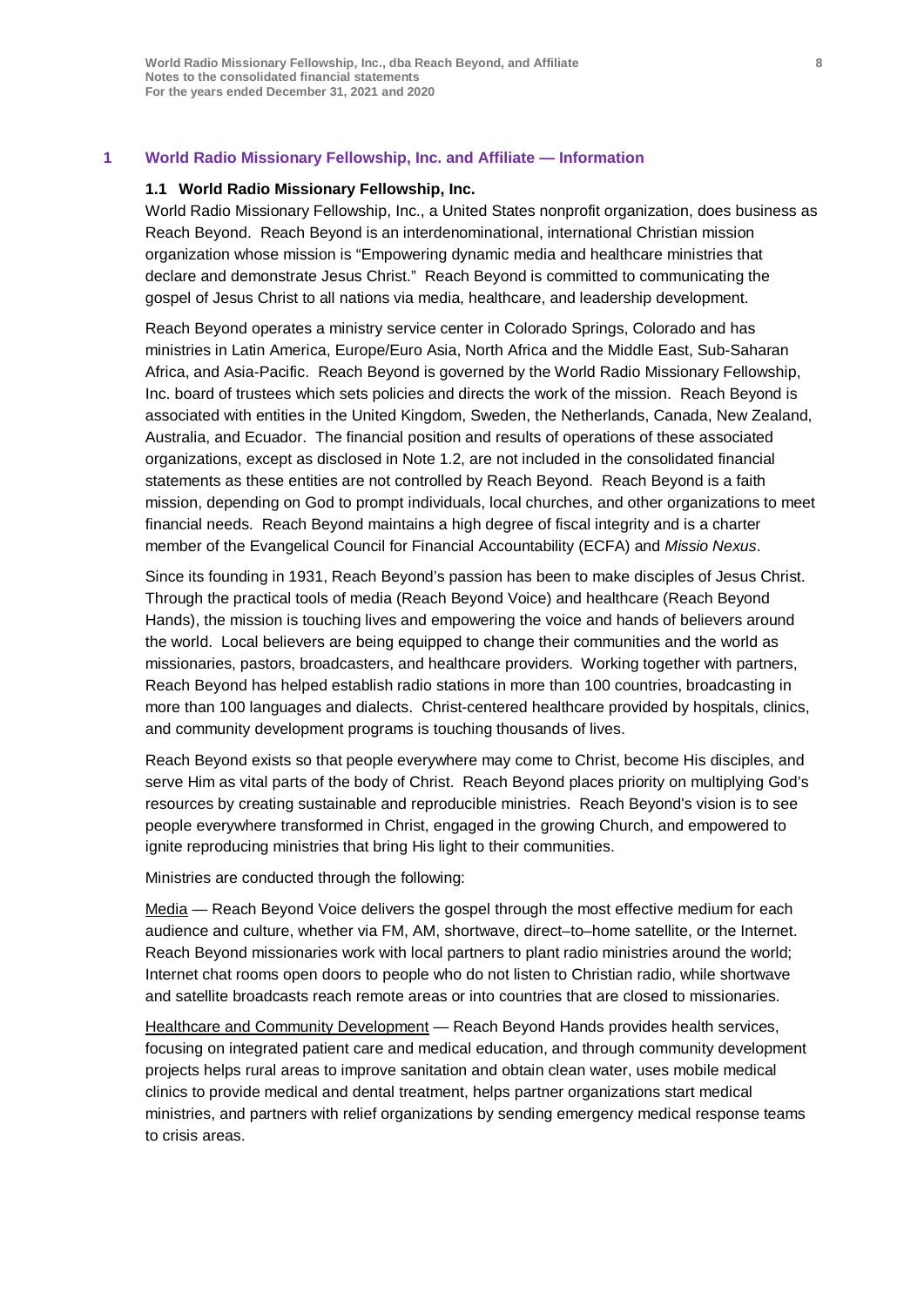## 1 World Radio Missionary Fellowship, Inc. and Affiliate — Information

### 1.1 World Radio Missionary Fellowship, Inc.

World Radio Missionary Fellowship, Inc., a United States nonprofit organization, does business as Reach Beyond. Reach Beyond is an interdenominational, international Christian mission organization whose mission is "Empowering dynamic media and healthcare ministries that declare and demonstrate Jesus Christ." Reach Beyond is committed to communicating the gospel of Jesus Christ to all nations via media, healthcare, and leadership development.

Reach Beyond operates a ministry service center in Colorado Springs, Colorado and has ministries in Latin America, Europe/Euro Asia, North Africa and the Middle East, Sub-Saharan Africa, and Asia-Pacific. Reach Beyond is governed by the World Radio Missionary Fellowship, Inc. board of trustees which sets policies and directs the work of the mission. Reach Beyond is associated with entities in the United Kingdom, Sweden, the Netherlands, Canada, New Zealand, Australia, and Ecuador. The financial position and results of operations of these associated organizations, except as disclosed in Note 1.2, are not included in the consolidated financial statements as these entities are not controlled by Reach Beyond. Reach Beyond is a faith mission, depending on God to prompt individuals, local churches, and other organizations to meet financial needs. Reach Beyond maintains a high degree of fiscal integrity and is a charter member of the Evangelical Council for Financial Accountability (ECFA) and *Missio Nexus*.

Since its founding in 1931, Reach Beyond's passion has been to make disciples of Jesus Christ. Through the practical tools of media (Reach Beyond Voice) and healthcare (Reach Beyond Hands), the mission is touching lives and empowering the voice and hands of believers around the world. Local believers are being equipped to change their communities and the world as missionaries, pastors, broadcasters, and healthcare providers. Working together with partners, Reach Beyond has helped establish radio stations in more than 100 countries, broadcasting in more than 100 languages and dialects. Christ-centered healthcare provided by hospitals, clinics, and community development programs is touching thousands of lives.

Reach Beyond exists so that people everywhere may come to Christ, become His disciples, and serve Him as vital parts of the body of Christ. Reach Beyond places priority on multiplying God's resources by creating sustainable and reproducible ministries. Reach Beyond's vision is to see people everywhere transformed in Christ, engaged in the growing Church, and empowered to ignite reproducing ministries that bring His light to their communities.

Ministries are conducted through the following:

Media — Reach Beyond Voice delivers the gospel through the most effective medium for each audience and culture, whether via FM, AM, shortwave, direct–to–home satellite, or the Internet. Reach Beyond missionaries work with local partners to plant radio ministries around the world; Internet chat rooms open doors to people who do not listen to Christian radio, while shortwave and satellite broadcasts reach remote areas or into countries that are closed to missionaries.

Healthcare and Community Development — Reach Beyond Hands provides health services, focusing on integrated patient care and medical education, and through community development projects helps rural areas to improve sanitation and obtain clean water, uses mobile medical clinics to provide medical and dental treatment, helps partner organizations start medical ministries, and partners with relief organizations by sending emergency medical response teams to crisis areas.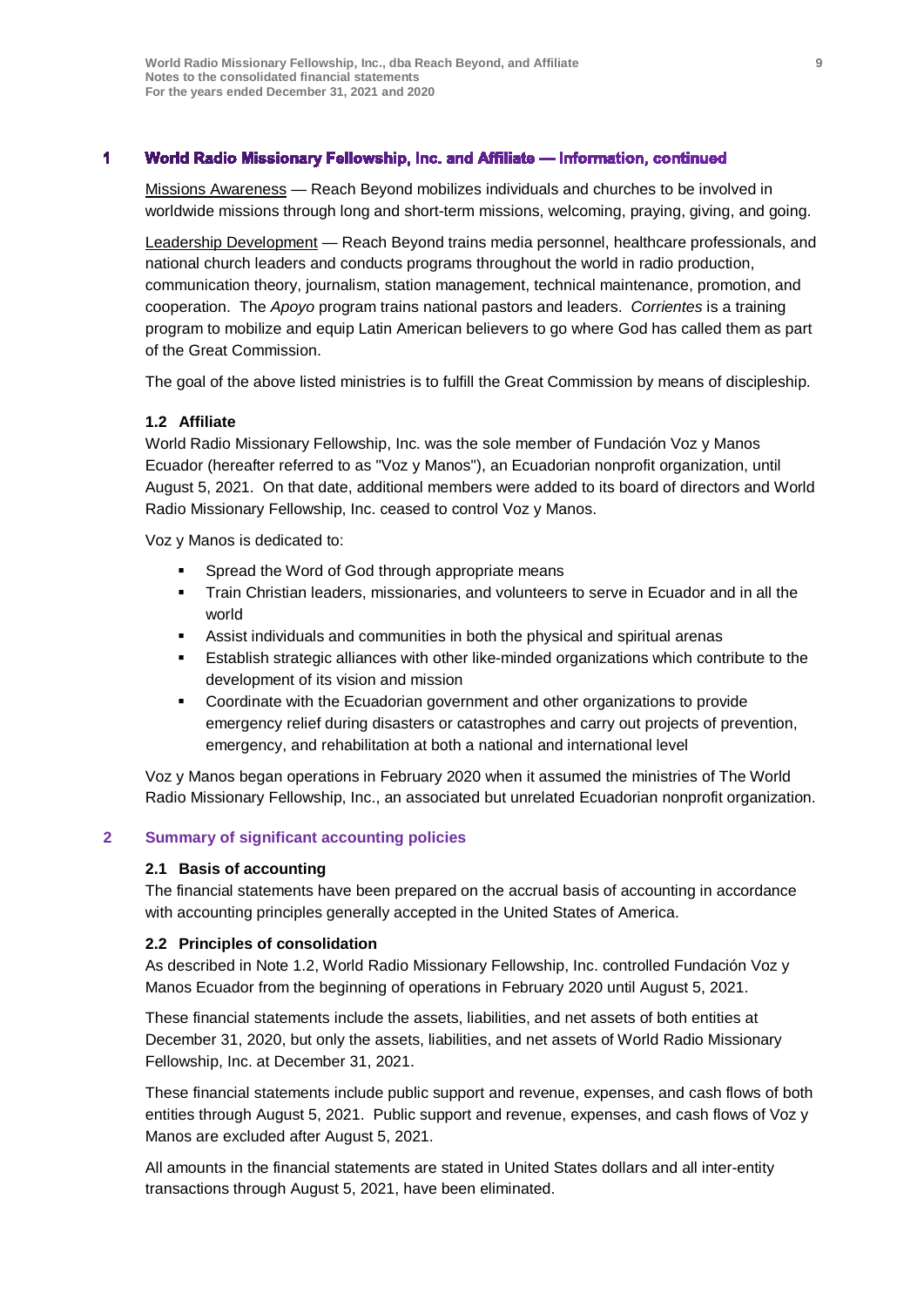## 1 World Radio Missionary Fellowship, Inc. and Affiliate — Information, continued

Missions Awareness — Reach Beyond mobilizes individuals and churches to be involved in worldwide missions through long and short-term missions, welcoming, praying, giving, and going.

Leadership Development — Reach Beyond trains media personnel, healthcare professionals, and national church leaders and conducts programs throughout the world in radio production, communication theory, journalism, station management, technical maintenance, promotion, and cooperation. The *Apoyo* program trains national pastors and leaders. *Corrientes* is a training program to mobilize and equip Latin American believers to go where God has called them as part of the Great Commission.

The goal of the above listed ministries is to fulfill the Great Commission by means of discipleship.

### 1.2 Affiliate

World Radio Missionary Fellowship, Inc. was the sole member of Fundación Voz y Manos Ecuador (hereafter referred to as "Voz y Manos"), an Ecuadorian nonprofit organization, until August 5, 2021. On that date, additional members were added to its board of directors and World Radio Missionary Fellowship, Inc. ceased to control Voz y Manos.

Voz y Manos is dedicated to:

- Spread the Word of God through appropriate means
- Train Christian leaders, missionaries, and volunteers to serve in Ecuador and in all the world
- Assist individuals and communities in both the physical and spiritual arenas
- Establish strategic alliances with other like-minded organizations which contribute to the development of its vision and mission
- Coordinate with the Ecuadorian government and other organizations to provide emergency relief during disasters or catastrophes and carry out projects of prevention, emergency, and rehabilitation at both a national and international level

Voz y Manos began operations in February 2020 when it assumed the ministries of The World Radio Missionary Fellowship, Inc., an associated but unrelated Ecuadorian nonprofit organization.

## 2 Summary of significant accounting policies

### 2.1 Basis of accounting

The financial statements have been prepared on the accrual basis of accounting in accordance with accounting principles generally accepted in the United States of America.

### 2.2 Principles of consolidation

As described in Note 1.2, World Radio Missionary Fellowship, Inc. controlled Fundación Voz y Manos Ecuador from the beginning of operations in February 2020 until August 5, 2021.

These financial statements include the assets, liabilities, and net assets of both entities at December 31, 2020, but only the assets, liabilities, and net assets of World Radio Missionary Fellowship, Inc. at December 31, 2021.

These financial statements include public support and revenue, expenses, and cash flows of both entities through August 5, 2021. Public support and revenue, expenses, and cash flows of Voz y Manos are excluded after August 5, 2021.

All amounts in the financial statements are stated in United States dollars and all inter-entity transactions through August 5, 2021, have been eliminated.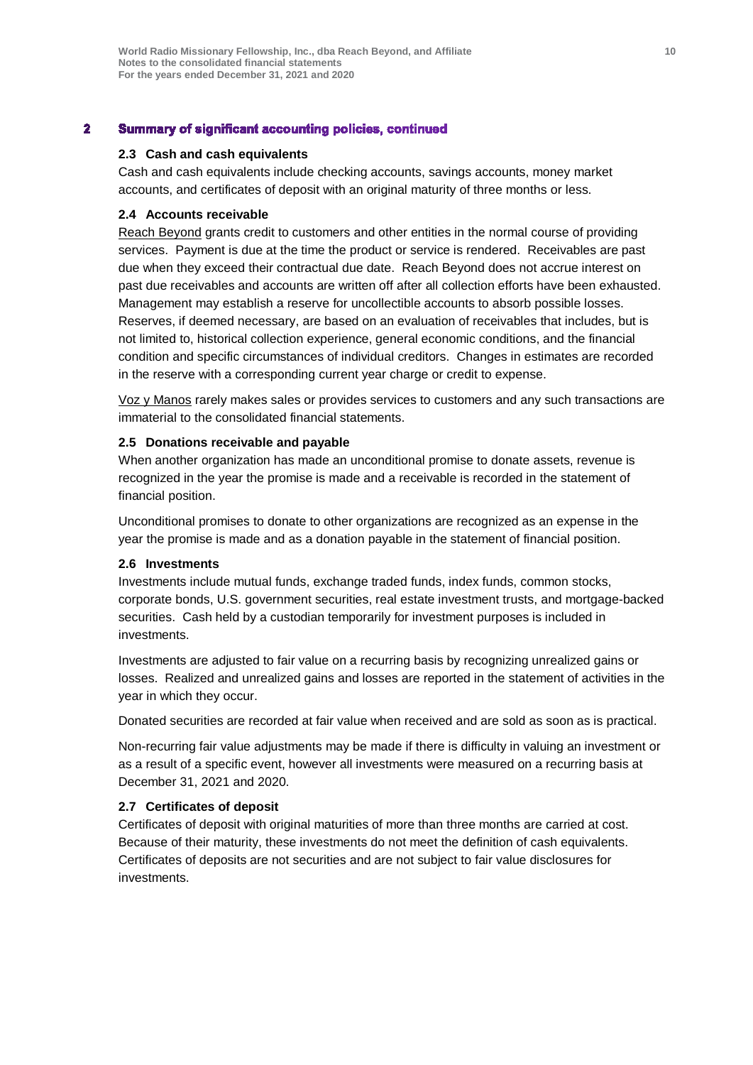## 2 Summary of significant accounting policies, continued

### 2.3 Cash and cash equivalents

Cash and cash equivalents include checking accounts, savings accounts, money market accounts, and certificates of deposit with an original maturity of three months or less.

### 2.4 Accounts receivable

Reach Beyond grants credit to customers and other entities in the normal course of providing services. Payment is due at the time the product or service is rendered. Receivables are past due when they exceed their contractual due date. Reach Beyond does not accrue interest on past due receivables and accounts are written off after all collection efforts have been exhausted. Management may establish a reserve for uncollectible accounts to absorb possible losses. Reserves, if deemed necessary, are based on an evaluation of receivables that includes, but is not limited to, historical collection experience, general economic conditions, and the financial condition and specific circumstances of individual creditors. Changes in estimates are recorded in the reserve with a corresponding current year charge or credit to expense.

Voz y Manos rarely makes sales or provides services to customers and any such transactions are immaterial to the consolidated financial statements.

### 2.5 Donations receivable and payable

When another organization has made an unconditional promise to donate assets, revenue is recognized in the year the promise is made and a receivable is recorded in the statement of financial position.

Unconditional promises to donate to other organizations are recognized as an expense in the year the promise is made and as a donation payable in the statement of financial position.

### 2.6 Investments

Investments include mutual funds, exchange traded funds, index funds, common stocks, corporate bonds, U.S. government securities, real estate investment trusts, and mortgage-backed securities. Cash held by a custodian temporarily for investment purposes is included in investments.

Investments are adjusted to fair value on a recurring basis by recognizing unrealized gains or losses. Realized and unrealized gains and losses are reported in the statement of activities in the year in which they occur.

Donated securities are recorded at fair value when received and are sold as soon as is practical.

Non-recurring fair value adjustments may be made if there is difficulty in valuing an investment or as a result of a specific event, however all investments were measured on a recurring basis at December 31, 2021 and 2020.

### 2.7 Certificates of deposit

Certificates of deposit with original maturities of more than three months are carried at cost. Because of their maturity, these investments do not meet the definition of cash equivalents. Certificates of deposits are not securities and are not subject to fair value disclosures for investments.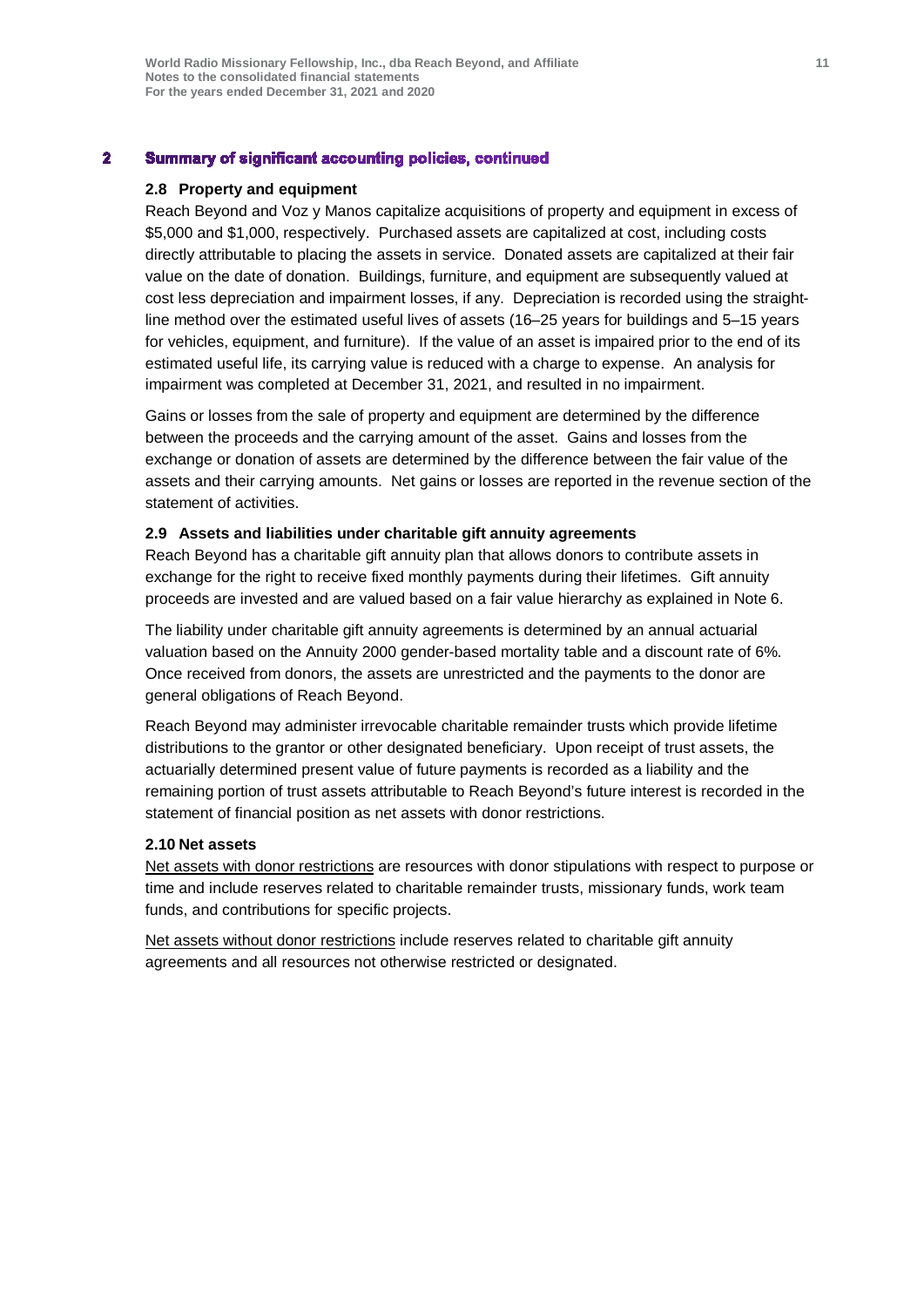## 2 Summary of significant accounting policies, continued

### 2.8 Property and equipment

Reach Beyond and Voz y Manos capitalize acquisitions of property and equipment in excess of $5,000 and $1,000, respectively. Purchased assets are capitalized at cost, including costs directly attributable to placing the assets in service. Donated assets are capitalized at their fair value on the date of donation. Buildings, furniture, and equipment are subsequently valued at cost less depreciation and impairment losses, if any. Depreciation is recorded using the straight-line method over the estimated useful lives of assets (16–25 years for buildings and 5–15 years for vehicles, equipment, and furniture). If the value of an asset is impaired prior to the end of its estimated useful life, its carrying value is reduced with a charge to expense. An analysis for impairment was completed at December 31, 2021, and resulted in no impairment.

Gains or losses from the sale of property and equipment are determined by the difference between the proceeds and the carrying amount of the asset. Gains and losses from the exchange or donation of assets are determined by the difference between the fair value of the assets and their carrying amounts. Net gains or losses are reported in the revenue section of the statement of activities.

### 2.9 Assets and liabilities under charitable gift annuity agreements

Reach Beyond has a charitable gift annuity plan that allows donors to contribute assets in exchange for the right to receive fixed monthly payments during their lifetimes. Gift annuity proceeds are invested and are valued based on a fair value hierarchy as explained in Note 6.

The liability under charitable gift annuity agreements is determined by an annual actuarial valuation based on the Annuity 2000 gender-based mortality table and a discount rate of 6%. Once received from donors, the assets are unrestricted and the payments to the donor are general obligations of Reach Beyond.

Reach Beyond may administer irrevocable charitable remainder trusts which provide lifetime distributions to the grantor or other designated beneficiary. Upon receipt of trust assets, the actuarially determined present value of future payments is recorded as a liability and the remaining portion of trust assets attributable to Reach Beyond's future interest is recorded in the statement of financial position as net assets with donor restrictions.

### 2.10 Net assets

Net assets with donor restrictions are resources with donor stipulations with respect to purpose or time and include reserves related to charitable remainder trusts, missionary funds, work team funds, and contributions for specific projects.

Net assets without donor restrictions include reserves related to charitable gift annuity agreements and all resources not otherwise restricted or designated.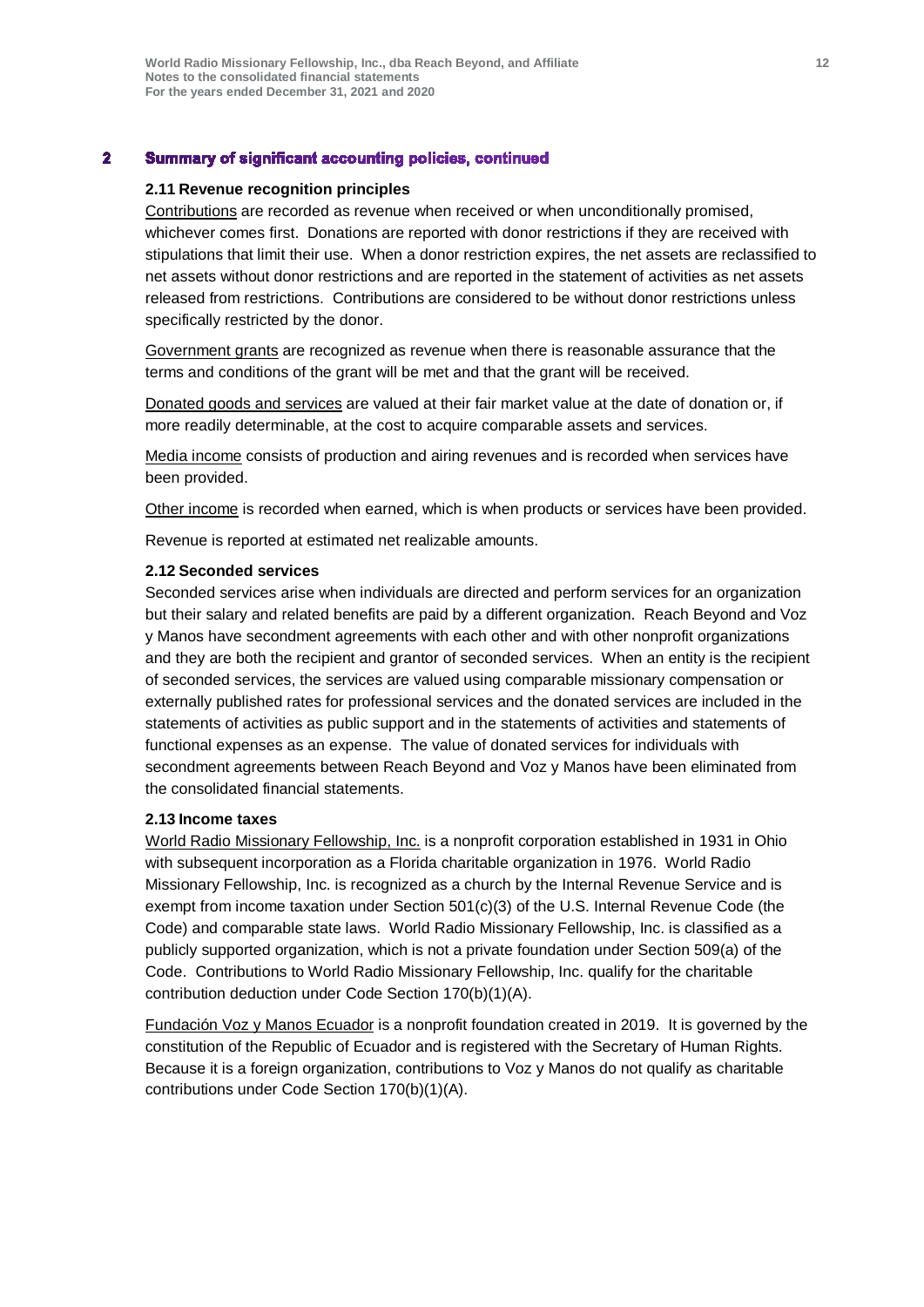## 2 Summary of significant accounting policies, continued

### 2.11 Revenue recognition principles

Contributions are recorded as revenue when received or when unconditionally promised, whichever comes first. Donations are reported with donor restrictions if they are received with stipulations that limit their use. When a donor restriction expires, the net assets are reclassified to net assets without donor restrictions and are reported in the statement of activities as net assets released from restrictions. Contributions are considered to be without donor restrictions unless specifically restricted by the donor.

Government grants are recognized as revenue when there is reasonable assurance that the terms and conditions of the grant will be met and that the grant will be received.

Donated goods and services are valued at their fair market value at the date of donation or, if more readily determinable, at the cost to acquire comparable assets and services.

Media income consists of production and airing revenues and is recorded when services have been provided.

Other income is recorded when earned, which is when products or services have been provided.

Revenue is reported at estimated net realizable amounts.

### 2.12 Seconded services

Seconded services arise when individuals are directed and perform services for an organization but their salary and related benefits are paid by a different organization. Reach Beyond and Voz y Manos have secondment agreements with each other and with other nonprofit organizations and they are both the recipient and grantor of seconded services. When an entity is the recipient of seconded services, the services are valued using comparable missionary compensation or externally published rates for professional services and the donated services are included in the statements of activities as public support and in the statements of activities and statements of functional expenses as an expense. The value of donated services for individuals with secondment agreements between Reach Beyond and Voz y Manos have been eliminated from the consolidated financial statements.

### 2.13 Income taxes

World Radio Missionary Fellowship, Inc. is a nonprofit corporation established in 1931 in Ohio with subsequent incorporation as a Florida charitable organization in 1976. World Radio Missionary Fellowship, Inc. is recognized as a church by the Internal Revenue Service and is exempt from income taxation under Section 501(c)(3) of the U.S. Internal Revenue Code (the Code) and comparable state laws. World Radio Missionary Fellowship, Inc. is classified as a publicly supported organization, which is not a private foundation under Section 509(a) of the Code. Contributions to World Radio Missionary Fellowship, Inc. qualify for the charitable contribution deduction under Code Section 170(b)(1)(A).

Fundación Voz y Manos Ecuador is a nonprofit foundation created in 2019. It is governed by the constitution of the Republic of Ecuador and is registered with the Secretary of Human Rights. Because it is a foreign organization, contributions to Voz y Manos do not qualify as charitable contributions under Code Section 170(b)(1)(A).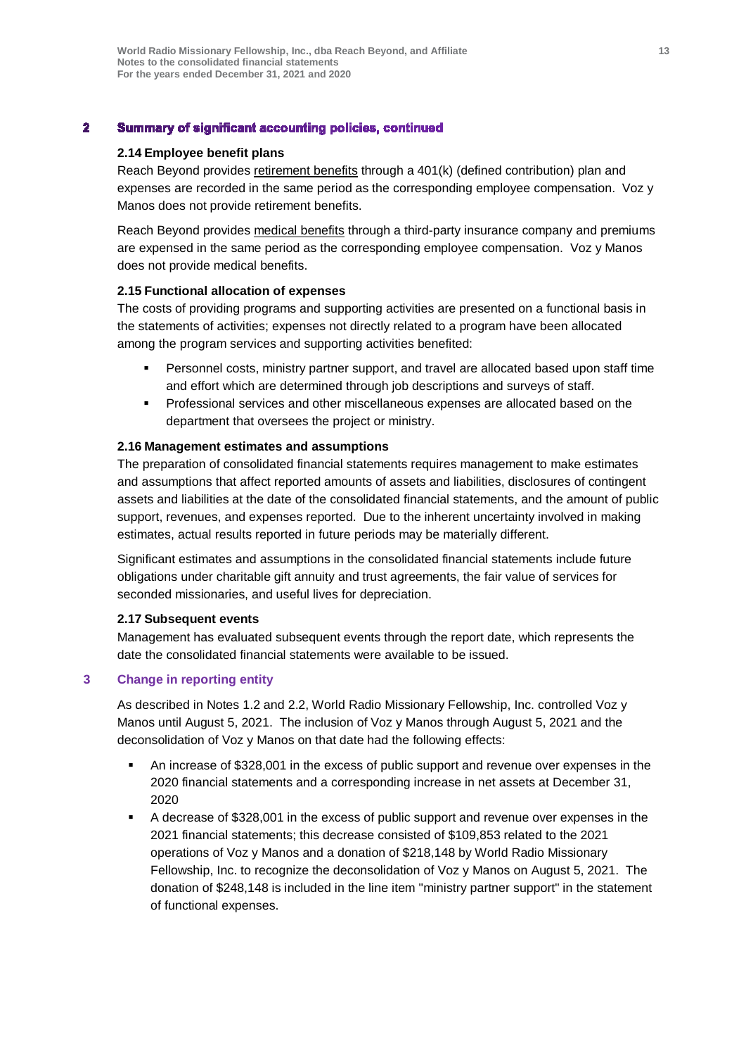## 2 Summary of significant accounting policies, continued

### 2.14 Employee benefit plans

Reach Beyond provides retirement benefits through a 401(k) (defined contribution) plan and expenses are recorded in the same period as the corresponding employee compensation. Voz y Manos does not provide retirement benefits.

Reach Beyond provides medical benefits through a third-party insurance company and premiums are expensed in the same period as the corresponding employee compensation. Voz y Manos does not provide medical benefits.

### 2.15 Functional allocation of expenses

The costs of providing programs and supporting activities are presented on a functional basis in the statements of activities; expenses not directly related to a program have been allocated among the program services and supporting activities benefited:

- Personnel costs, ministry partner support, and travel are allocated based upon staff time and effort which are determined through job descriptions and surveys of staff.
- Professional services and other miscellaneous expenses are allocated based on the department that oversees the project or ministry.

### 2.16 Management estimates and assumptions

The preparation of consolidated financial statements requires management to make estimates and assumptions that affect reported amounts of assets and liabilities, disclosures of contingent assets and liabilities at the date of the consolidated financial statements, and the amount of public support, revenues, and expenses reported. Due to the inherent uncertainty involved in making estimates, actual results reported in future periods may be materially different.

Significant estimates and assumptions in the consolidated financial statements include future obligations under charitable gift annuity and trust agreements, the fair value of services for seconded missionaries, and useful lives for depreciation.

### 2.17 Subsequent events

Management has evaluated subsequent events through the report date, which represents the date the consolidated financial statements were available to be issued.

## 3 Change in reporting entity

As described in Notes 1.2 and 2.2, World Radio Missionary Fellowship, Inc. controlled Voz y Manos until August 5, 2021. The inclusion of Voz y Manos through August 5, 2021 and the deconsolidation of Voz y Manos on that date had the following effects:

- An increase of $328,001 in the excess of public support and revenue over expenses in the 2020 financial statements and a corresponding increase in net assets at December 31, 2020
- A decrease of $328,001 in the excess of public support and revenue over expenses in the 2021 financial statements; this decrease consisted of $109,853 related to the 2021 operations of Voz y Manos and a donation of $218,148 by World Radio Missionary Fellowship, Inc. to recognize the deconsolidation of Voz y Manos on August 5, 2021. The donation of $248,148 is included in the line item "ministry partner support" in the statement of functional expenses.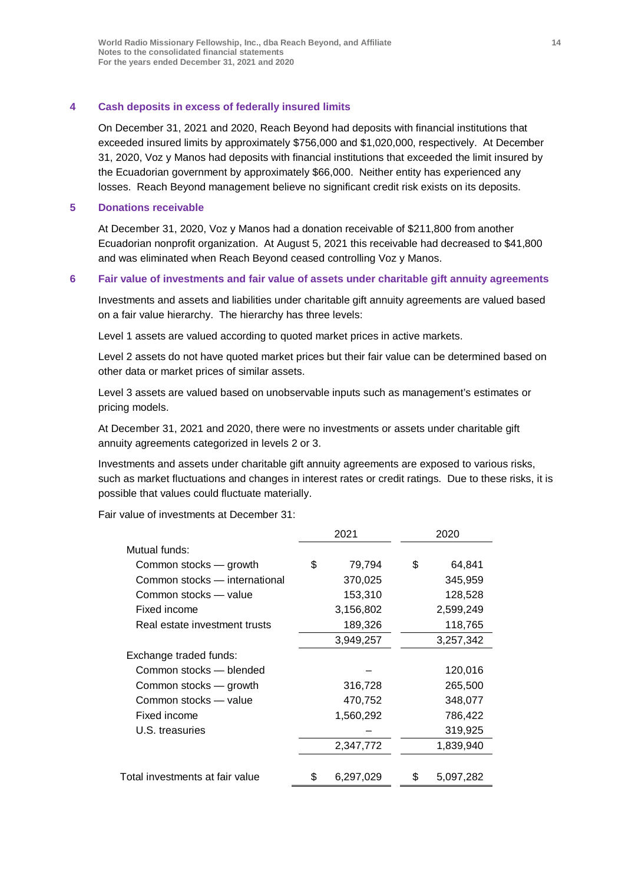## 4 Cash deposits in excess of federally insured limits

On December 31, 2021 and 2020, Reach Beyond had deposits with financial institutions that exceeded insured limits by approximately $756,000 and $1,020,000, respectively. At December 31, 2020, Voz y Manos had deposits with financial institutions that exceeded the limit insured by the Ecuadorian government by approximately $66,000. Neither entity has experienced any losses. Reach Beyond management believe no significant credit risk exists on its deposits.

## 5 Donations receivable

At December 31, 2020, Voz y Manos had a donation receivable of $211,800 from another Ecuadorian nonprofit organization. At August 5, 2021 this receivable had decreased to $41,800 and was eliminated when Reach Beyond ceased controlling Voz y Manos.

## 6 Fair value of investments and fair value of assets under charitable gift annuity agreements

Investments and assets and liabilities under charitable gift annuity agreements are valued based on a fair value hierarchy. The hierarchy has three levels:

Level 1 assets are valued according to quoted market prices in active markets.

Level 2 assets do not have quoted market prices but their fair value can be determined based on other data or market prices of similar assets.

Level 3 assets are valued based on unobservable inputs such as management's estimates or pricing models.

At December 31, 2021 and 2020, there were no investments or assets under charitable gift annuity agreements categorized in levels 2 or 3.

Investments and assets under charitable gift annuity agreements are exposed to various risks, such as market fluctuations and changes in interest rates or credit ratings. Due to these risks, it is possible that values could fluctuate materially.

Fair value of investments at December 31:

| | 2021 | 2020 |
|---|---|---|
| Mutual funds: | | |
| Common stocks — growth | $ 79,794 | $ 64,841 |
| Common stocks — international | 370,025 | 345,959 |
| Common stocks — value | 153,310 | 128,528 |
| Fixed income | 3,156,802 | 2,599,249 |
| Real estate investment trusts | 189,326 | 118,765 |
| | 3,949,257 | 3,257,342 |
| Exchange traded funds: | | |
| Common stocks — blended | – | 120,016 |
| Common stocks — growth | 316,728 | 265,500 |
| Common stocks — value | 470,752 | 348,077 |
| Fixed income | 1,560,292 | 786,422 |
| U.S. treasuries | – | 319,925 |
| | 2,347,772 | 1,839,940 |
| Total investments at fair value | $ 6,297,029 | $ 5,097,282 |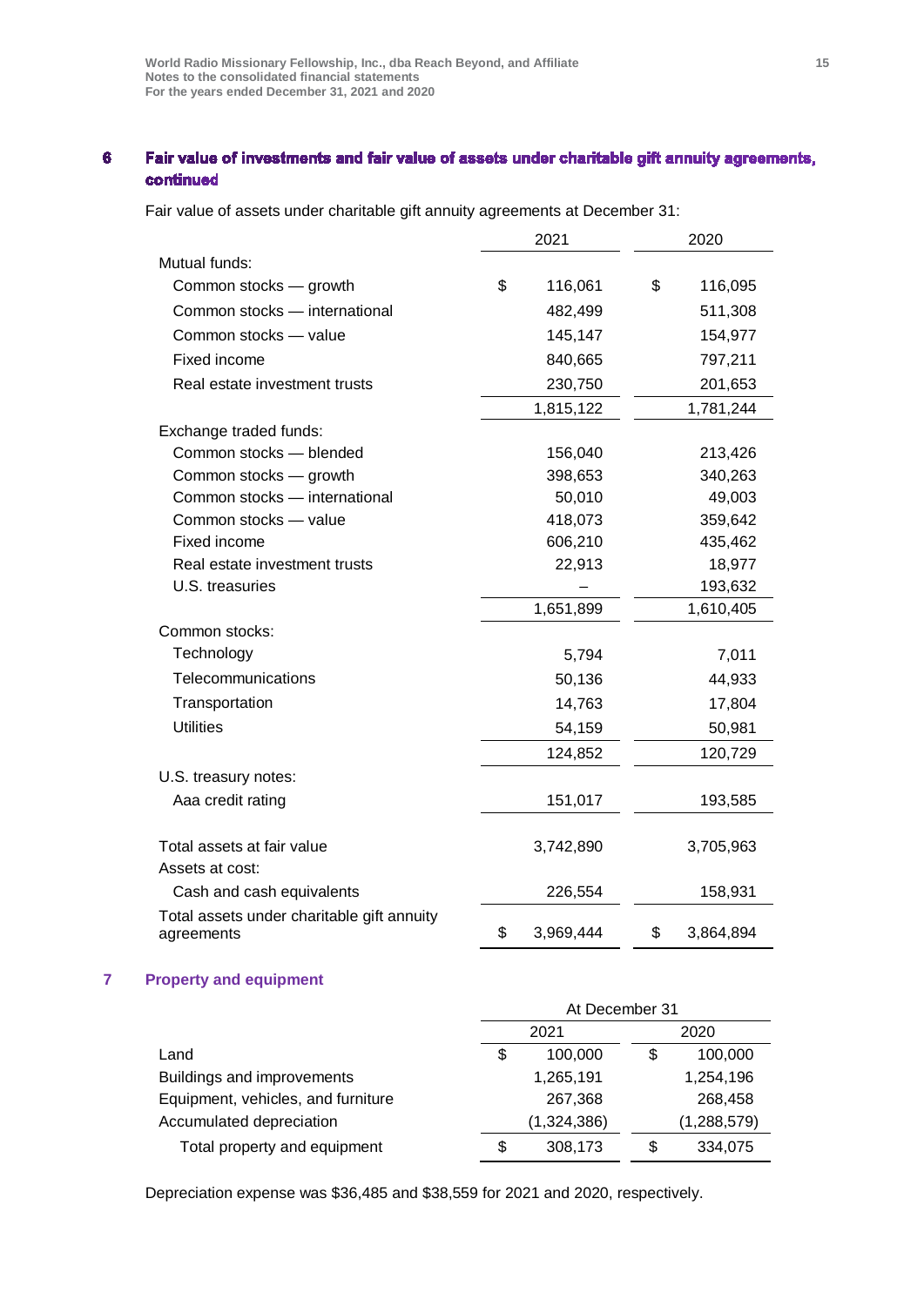## 6 Fair value of investments and fair value of assets under charitable gift annuity agreements, continued

Fair value of assets under charitable gift annuity agreements at December 31:

| | 2021 | 2020 |
|---|---|---|
| Mutual funds: | | |
| Common stocks — growth | $ 116,061 | $ 116,095 |
| Common stocks — international | 482,499 | 511,308 |
| Common stocks — value | 145,147 | 154,977 |
| Fixed income | 840,665 | 797,211 |
| Real estate investment trusts | 230,750 | 201,653 |
| | 1,815,122 | 1,781,244 |
| Exchange traded funds: | | |
| Common stocks — blended | 156,040 | 213,426 |
| Common stocks — growth | 398,653 | 340,263 |
| Common stocks — international | 50,010 | 49,003 |
| Common stocks — value | 418,073 | 359,642 |
| Fixed income | 606,210 | 435,462 |
| Real estate investment trusts | 22,913 | 18,977 |
| U.S. treasuries | – | 193,632 |
| | 1,651,899 | 1,610,405 |
| Common stocks: | | |
| Technology | 5,794 | 7,011 |
| Telecommunications | 50,136 | 44,933 |
| Transportation | 14,763 | 17,804 |
| Utilities | 54,159 | 50,981 |
| | 124,852 | 120,729 |
| U.S. treasury notes: | | |
| Aaa credit rating | 151,017 | 193,585 |
| Total assets at fair value | 3,742,890 | 3,705,963 |
| Assets at cost: | | |
| Cash and cash equivalents | 226,554 | 158,931 |
| Total assets under charitable gift annuity agreements | $ 3,969,444 | $ 3,864,894 |

## 7 Property and equipment

| | At December 31 | |
|---|---|---|
| | 2021 | 2020 |
| Land | $ 100,000 | $ 100,000 |
| Buildings and improvements | 1,265,191 | 1,254,196 |
| Equipment, vehicles, and furniture | 267,368 | 268,458 |
| Accumulated depreciation | (1,324,386) | (1,288,579) |
| Total property and equipment | $ 308,173 | $ 334,075 |

Depreciation expense was $36,485 and $38,559 for 2021 and 2020, respectively.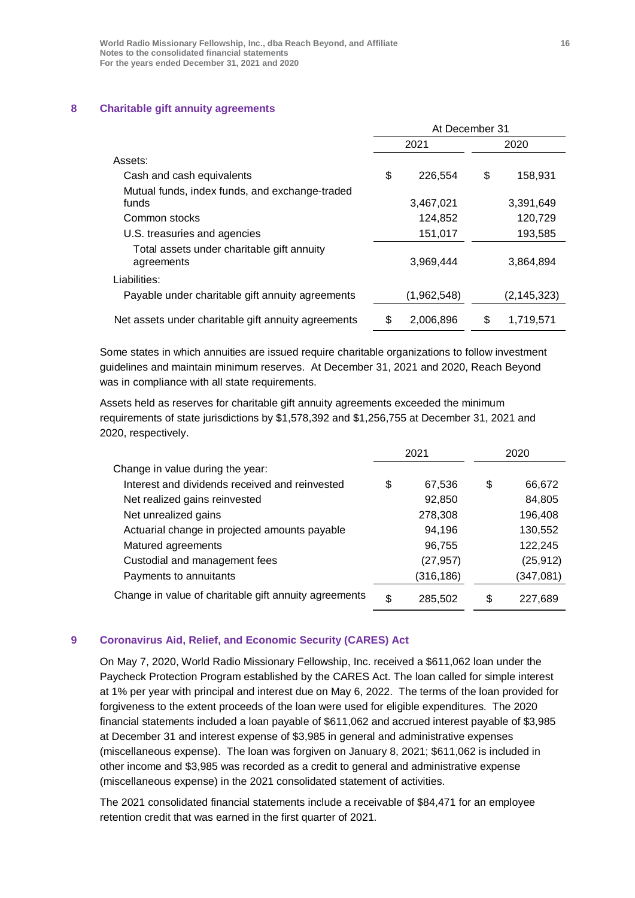## 8 Charitable gift annuity agreements

| | At December 31 | |
|---|---|---|
| | 2021 | 2020 |
| Assets: | | |
| Cash and cash equivalents | $ 226,554 | $ 158,931 |
| Mutual funds, index funds, and exchange-traded funds | 3,467,021 | 3,391,649 |
| Common stocks | 124,852 | 120,729 |
| U.S. treasuries and agencies | 151,017 | 193,585 |
| Total assets under charitable gift annuity agreements | 3,969,444 | 3,864,894 |
| Liabilities: | | |
| Payable under charitable gift annuity agreements | (1,962,548) | (2,145,323) |
| Net assets under charitable gift annuity agreements | $ 2,006,896 | $ 1,719,571 |

Some states in which annuities are issued require charitable organizations to follow investment guidelines and maintain minimum reserves. At December 31, 2021 and 2020, Reach Beyond was in compliance with all state requirements.

Assets held as reserves for charitable gift annuity agreements exceeded the minimum requirements of state jurisdictions by $1,578,392 and $1,256,755 at December 31, 2021 and 2020, respectively.

| | 2021 | 2020 |
|---|---|---|
| Change in value during the year: | | |
| Interest and dividends received and reinvested | $ 67,536 | $ 66,672 |
| Net realized gains reinvested | 92,850 | 84,805 |
| Net unrealized gains | 278,308 | 196,408 |
| Actuarial change in projected amounts payable | 94,196 | 130,552 |
| Matured agreements | 96,755 | 122,245 |
| Custodial and management fees | (27,957) | (25,912) |
| Payments to annuitants | (316,186) | (347,081) |
| Change in value of charitable gift annuity agreements | $ 285,502 | $ 227,689 |

## 9 Coronavirus Aid, Relief, and Economic Security (CARES) Act

On May 7, 2020, World Radio Missionary Fellowship, Inc. received a $611,062 loan under the Paycheck Protection Program established by the CARES Act. The loan called for simple interest at 1% per year with principal and interest due on May 6, 2022. The terms of the loan provided for forgiveness to the extent proceeds of the loan were used for eligible expenditures. The 2020 financial statements included a loan payable of $611,062 and accrued interest payable of $3,985 at December 31 and interest expense of $3,985 in general and administrative expenses (miscellaneous expense). The loan was forgiven on January 8, 2021; $611,062 is included in other income and $3,985 was recorded as a credit to general and administrative expense (miscellaneous expense) in the 2021 consolidated statement of activities.

The 2021 consolidated financial statements include a receivable of $84,471 for an employee retention credit that was earned in the first quarter of 2021.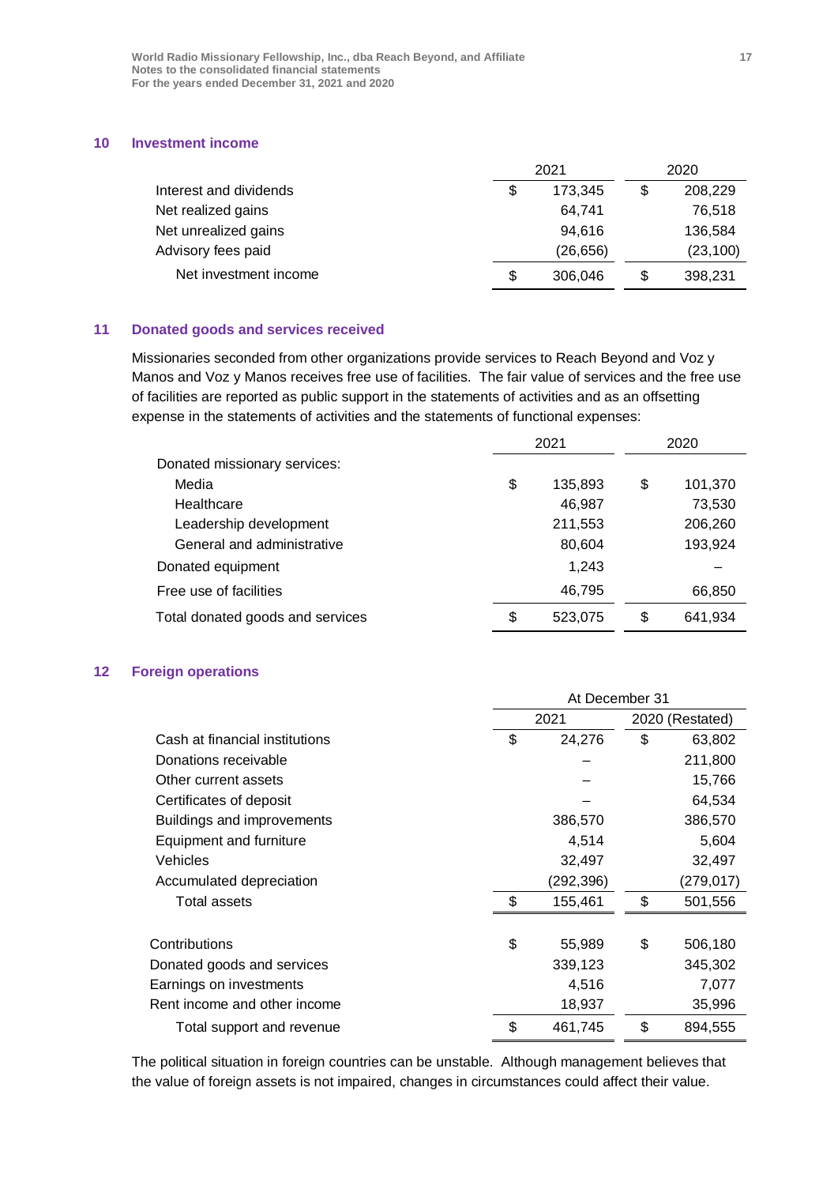## 10 Investment income

| | 2021 | 2020 |
|---|---|---|
| Interest and dividends | $ 173,345 | $ 208,229 |
| Net realized gains | 64,741 | 76,518 |
| Net unrealized gains | 94,616 | 136,584 |
| Advisory fees paid | (26,656) | (23,100) |
| Net investment income | $ 306,046 | $ 398,231 |

## 11 Donated goods and services received

Missionaries seconded from other organizations provide services to Reach Beyond and Voz y Manos and Voz y Manos receives free use of facilities. The fair value of services and the free use of facilities are reported as public support in the statements of activities and as an offsetting expense in the statements of activities and the statements of functional expenses:

| | 2021 | 2020 |
|---|---|---|
| Donated missionary services: | | |
| Media | $ 135,893 | $ 101,370 |
| Healthcare | 46,987 | 73,530 |
| Leadership development | 211,553 | 206,260 |
| General and administrative | 80,604 | 193,924 |
| Donated equipment | 1,243 | – |
| Free use of facilities | 46,795 | 66,850 |
| Total donated goods and services | $ 523,075 | $ 641,934 |

## 12 Foreign operations

| | At December 31 | |
|---|---|---|
| | 2021 | 2020 (Restated) |
| Cash at financial institutions | $ 24,276 | $ 63,802 |
| Donations receivable | – | 211,800 |
| Other current assets | – | 15,766 |
| Certificates of deposit | – | 64,534 |
| Buildings and improvements | 386,570 | 386,570 |
| Equipment and furniture | 4,514 | 5,604 |
| Vehicles | 32,497 | 32,497 |
| Accumulated depreciation | (292,396) | (279,017) |
| Total assets | $ 155,461 | $ 501,556 |
| | | |
| Contributions | $ 55,989 | $ 506,180 |
| Donated goods and services | 339,123 | 345,302 |
| Earnings on investments | 4,516 | 7,077 |
| Rent income and other income | 18,937 | 35,996 |
| Total support and revenue | $ 461,745 | $ 894,555 |

The political situation in foreign countries can be unstable. Although management believes that the value of foreign assets is not impaired, changes in circumstances could affect their value.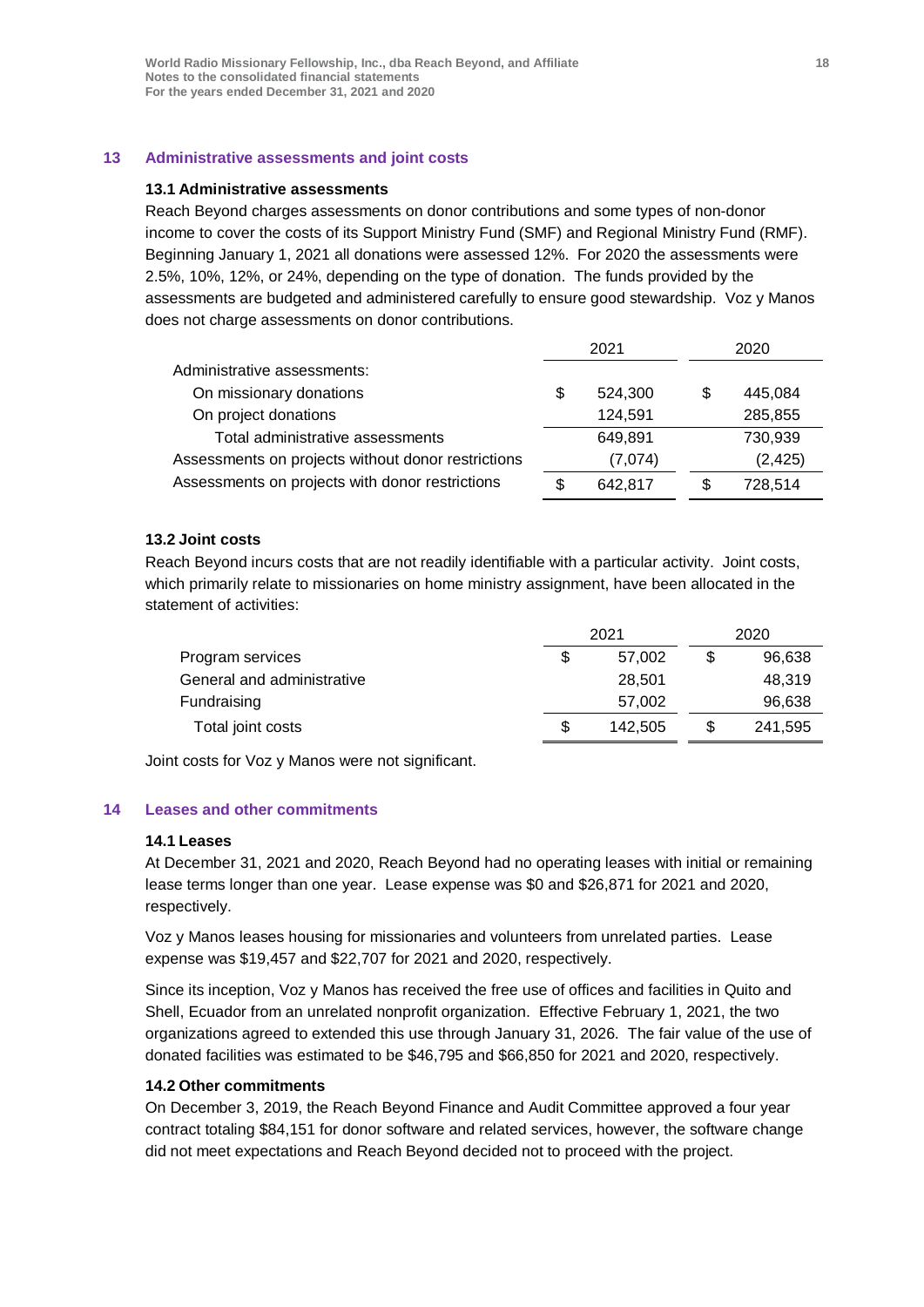## 13 Administrative assessments and joint costs

### 13.1 Administrative assessments

Reach Beyond charges assessments on donor contributions and some types of non-donor income to cover the costs of its Support Ministry Fund (SMF) and Regional Ministry Fund (RMF). Beginning January 1, 2021 all donations were assessed 12%. For 2020 the assessments were 2.5%, 10%, 12%, or 24%, depending on the type of donation. The funds provided by the assessments are budgeted and administered carefully to ensure good stewardship. Voz y Manos does not charge assessments on donor contributions.

| | 2021 | 2020 |
|---|---|---|
| Administrative assessments: | | |
| On missionary donations | $ 524,300 | $ 445,084 |
| On project donations | 124,591 | 285,855 |
| Total administrative assessments | 649,891 | 730,939 |
| Assessments on projects without donor restrictions | (7,074) | (2,425) |
| Assessments on projects with donor restrictions | $ 642,817 | $ 728,514 |

### 13.2 Joint costs

Reach Beyond incurs costs that are not readily identifiable with a particular activity. Joint costs, which primarily relate to missionaries on home ministry assignment, have been allocated in the statement of activities:

| | 2021 | 2020 |
|---|---|---|
| Program services | $ 57,002 | $ 96,638 |
| General and administrative | 28,501 | 48,319 |
| Fundraising | 57,002 | 96,638 |
| Total joint costs | $ 142,505 | $ 241,595 |

Joint costs for Voz y Manos were not significant.

## 14 Leases and other commitments

### 14.1 Leases

At December 31, 2021 and 2020, Reach Beyond had no operating leases with initial or remaining lease terms longer than one year. Lease expense was $0 and $26,871 for 2021 and 2020, respectively.

Voz y Manos leases housing for missionaries and volunteers from unrelated parties. Lease expense was $19,457 and $22,707 for 2021 and 2020, respectively.

Since its inception, Voz y Manos has received the free use of offices and facilities in Quito and Shell, Ecuador from an unrelated nonprofit organization. Effective February 1, 2021, the two organizations agreed to extended this use through January 31, 2026. The fair value of the use of donated facilities was estimated to be $46,795 and $66,850 for 2021 and 2020, respectively.

### 14.2 Other commitments

On December 3, 2019, the Reach Beyond Finance and Audit Committee approved a four year contract totaling $84,151 for donor software and related services, however, the software change did not meet expectations and Reach Beyond decided not to proceed with the project.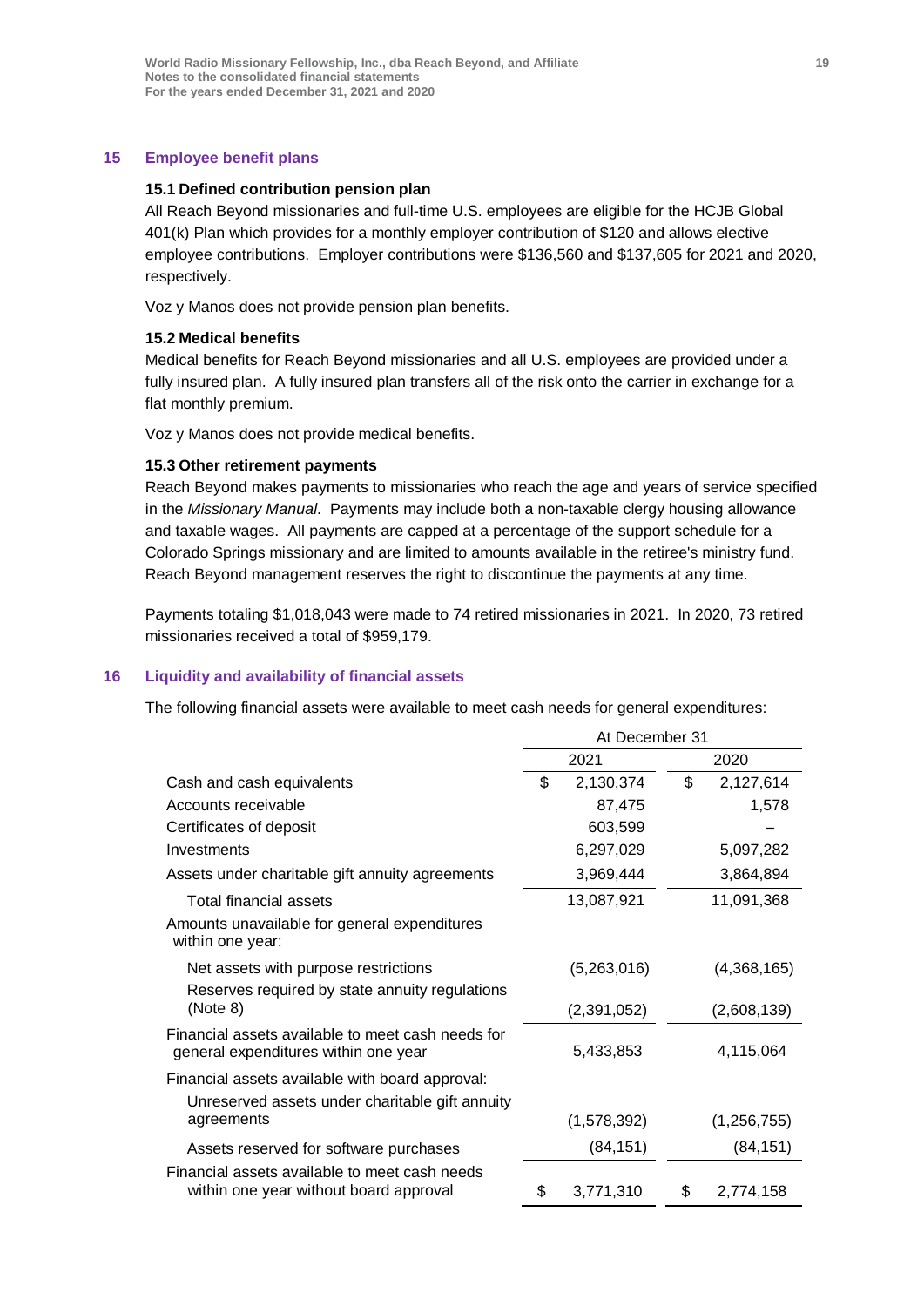## 15 Employee benefit plans

### 15.1 Defined contribution pension plan

All Reach Beyond missionaries and full-time U.S. employees are eligible for the HCJB Global 401(k) Plan which provides for a monthly employer contribution of $120 and allows elective employee contributions. Employer contributions were $136,560 and $137,605 for 2021 and 2020, respectively.

Voz y Manos does not provide pension plan benefits.

### 15.2 Medical benefits

Medical benefits for Reach Beyond missionaries and all U.S. employees are provided under a fully insured plan. A fully insured plan transfers all of the risk onto the carrier in exchange for a flat monthly premium.

Voz y Manos does not provide medical benefits.

### 15.3 Other retirement payments

Reach Beyond makes payments to missionaries who reach the age and years of service specified in the *Missionary Manual*. Payments may include both a non-taxable clergy housing allowance and taxable wages. All payments are capped at a percentage of the support schedule for a Colorado Springs missionary and are limited to amounts available in the retiree's ministry fund. Reach Beyond management reserves the right to discontinue the payments at any time.

Payments totaling $1,018,043 were made to 74 retired missionaries in 2021. In 2020, 73 retired missionaries received a total of $959,179.

## 16 Liquidity and availability of financial assets

The following financial assets were available to meet cash needs for general expenditures:

| | At December 31 | |
|---|---|---|
| | 2021 | 2020 |
| Cash and cash equivalents | $ 2,130,374 | $ 2,127,614 |
| Accounts receivable | 87,475 | 1,578 |
| Certificates of deposit | 603,599 | – |
| Investments | 6,297,029 | 5,097,282 |
| Assets under charitable gift annuity agreements | 3,969,444 | 3,864,894 |
| Total financial assets | 13,087,921 | 11,091,368 |
| Amounts unavailable for general expenditures within one year: | | |
| Net assets with purpose restrictions | (5,263,016) | (4,368,165) |
| Reserves required by state annuity regulations (Note 8) | (2,391,052) | (2,608,139) |
| Financial assets available to meet cash needs for general expenditures within one year | 5,433,853 | 4,115,064 |
| Financial assets available with board approval: | | |
| Unreserved assets under charitable gift annuity agreements | (1,578,392) | (1,256,755) |
| Assets reserved for software purchases | (84,151) | (84,151) |
| Financial assets available to meet cash needs within one year without board approval | $ 3,771,310 | $ 2,774,158 |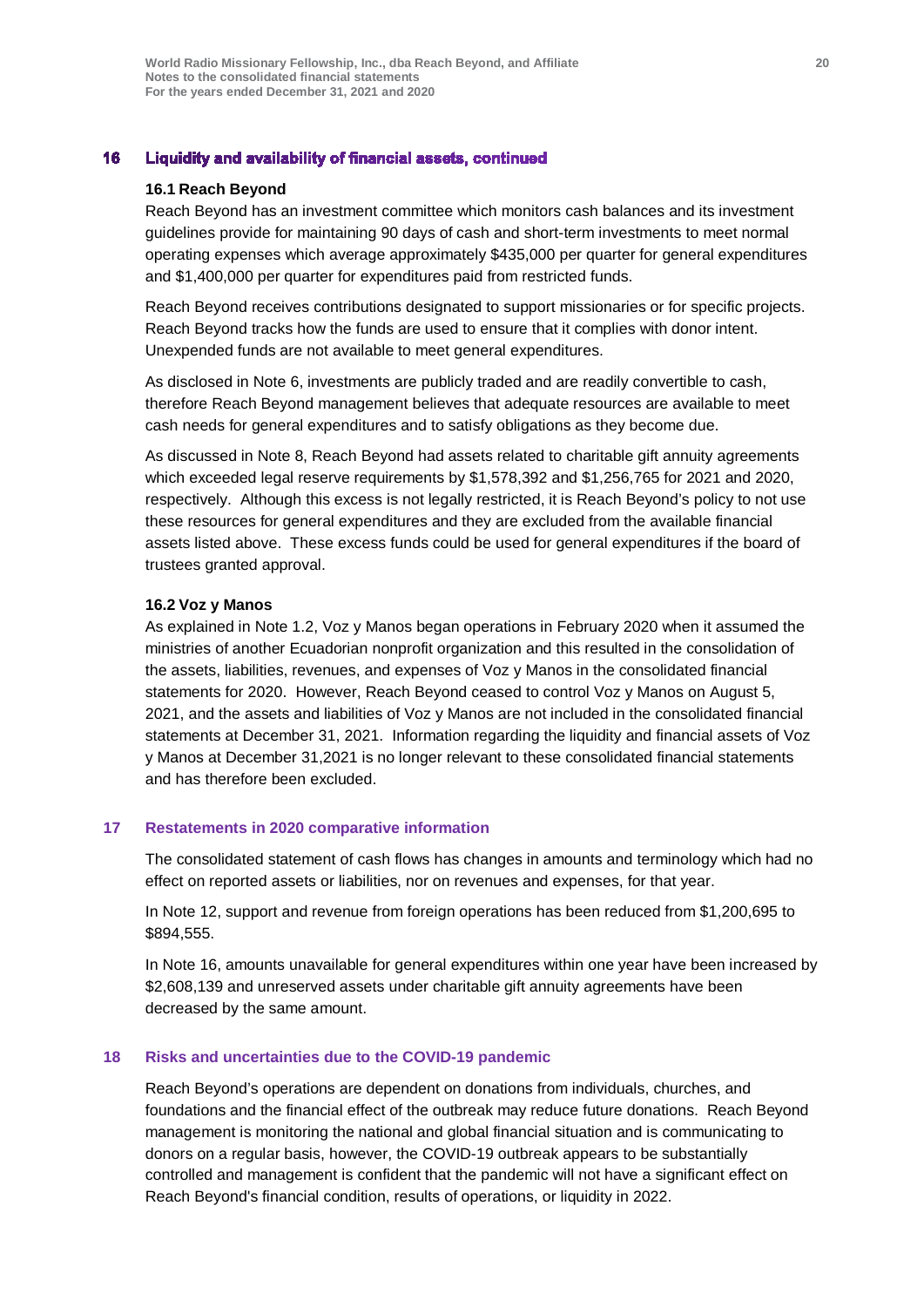## 16 Liquidity and availability of financial assets, continued

### 16.1 Reach Beyond

Reach Beyond has an investment committee which monitors cash balances and its investment guidelines provide for maintaining 90 days of cash and short-term investments to meet normal operating expenses which average approximately $435,000 per quarter for general expenditures and $1,400,000 per quarter for expenditures paid from restricted funds.

Reach Beyond receives contributions designated to support missionaries or for specific projects. Reach Beyond tracks how the funds are used to ensure that it complies with donor intent. Unexpended funds are not available to meet general expenditures.

As disclosed in Note 6, investments are publicly traded and are readily convertible to cash, therefore Reach Beyond management believes that adequate resources are available to meet cash needs for general expenditures and to satisfy obligations as they become due.

As discussed in Note 8, Reach Beyond had assets related to charitable gift annuity agreements which exceeded legal reserve requirements by $1,578,392 and $1,256,765 for 2021 and 2020, respectively. Although this excess is not legally restricted, it is Reach Beyond's policy to not use these resources for general expenditures and they are excluded from the available financial assets listed above. These excess funds could be used for general expenditures if the board of trustees granted approval.

### 16.2 Voz y Manos

As explained in Note 1.2, Voz y Manos began operations in February 2020 when it assumed the ministries of another Ecuadorian nonprofit organization and this resulted in the consolidation of the assets, liabilities, revenues, and expenses of Voz y Manos in the consolidated financial statements for 2020. However, Reach Beyond ceased to control Voz y Manos on August 5, 2021, and the assets and liabilities of Voz y Manos are not included in the consolidated financial statements at December 31, 2021. Information regarding the liquidity and financial assets of Voz y Manos at December 31,2021 is no longer relevant to these consolidated financial statements and has therefore been excluded.

## 17 Restatements in 2020 comparative information

The consolidated statement of cash flows has changes in amounts and terminology which had no effect on reported assets or liabilities, nor on revenues and expenses, for that year.

In Note 12, support and revenue from foreign operations has been reduced from $1,200,695 to $894,555.

In Note 16, amounts unavailable for general expenditures within one year have been increased by $2,608,139 and unreserved assets under charitable gift annuity agreements have been decreased by the same amount.

## 18 Risks and uncertainties due to the COVID-19 pandemic

Reach Beyond's operations are dependent on donations from individuals, churches, and foundations and the financial effect of the outbreak may reduce future donations. Reach Beyond management is monitoring the national and global financial situation and is communicating to donors on a regular basis, however, the COVID-19 outbreak appears to be substantially controlled and management is confident that the pandemic will not have a significant effect on Reach Beyond's financial condition, results of operations, or liquidity in 2022.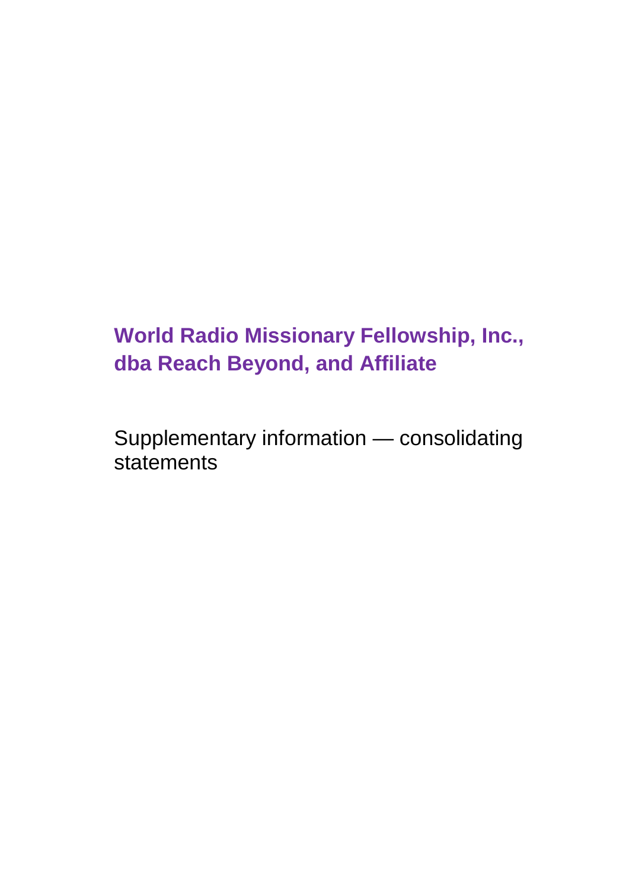# World Radio Missionary Fellowship, Inc., dba Reach Beyond, and Affiliate

Supplementary information — consolidating statements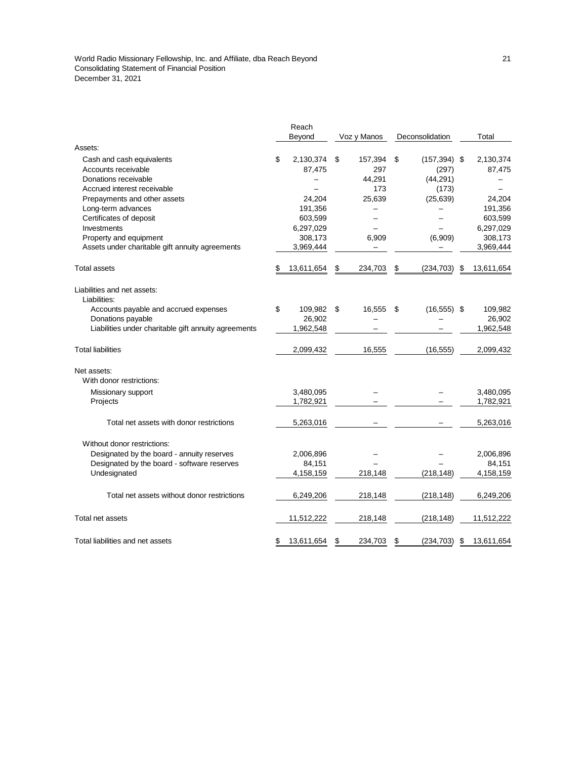World Radio Missionary Fellowship, Inc. and Affiliate, dba Reach Beyond
Consolidating Statement of Financial Position
December 31, 2021

| | Reach Beyond | Voz y Manos | Deconsolidation | Total |
|---|---|---|---|---|
| **Assets:** | | | | |
| Cash and cash equivalents | $ 2,130,374 | $ 157,394 | $ (157,394) | $ 2,130,374 |
| Accounts receivable | 87,475 | 297 | (297) | 87,475 |
| Donations receivable | – | 44,291 | (44,291) | – |
| Accrued interest receivable | – | 173 | (173) | – |
| Prepayments and other assets | 24,204 | 25,639 | (25,639) | 24,204 |
| Long-term advances | 191,356 | – | – | 191,356 |
| Certificates of deposit | 603,599 | – | – | 603,599 |
| Investments | 6,297,029 | – | – | 6,297,029 |
| Property and equipment | 308,173 | 6,909 | (6,909) | 308,173 |
| Assets under charitable gift annuity agreements | 3,969,444 | – | – | 3,969,444 |
| Total assets | $ 13,611,654 | $ 234,703 | $ (234,703) | $ 13,611,654 |
| **Liabilities and net assets:** | | | | |
| Liabilities: | | | | |
| Accounts payable and accrued expenses | $ 109,982 | $ 16,555 | $ (16,555) | $ 109,982 |
| Donations payable | 26,902 | – | – | 26,902 |
| Liabilities under charitable gift annuity agreements | 1,962,548 | – | – | 1,962,548 |
| Total liabilities | 2,099,432 | 16,555 | (16,555) | 2,099,432 |
| Net assets: | | | | |
| With donor restrictions: | | | | |
| Missionary support | 3,480,095 | – | – | 3,480,095 |
| Projects | 1,782,921 | – | – | 1,782,921 |
| Total net assets with donor restrictions | 5,263,016 | – | – | 5,263,016 |
| Without donor restrictions: | | | | |
| Designated by the board - annuity reserves | 2,006,896 | – | – | 2,006,896 |
| Designated by the board - software reserves | 84,151 | – | – | 84,151 |
| Undesignated | 4,158,159 | 218,148 | (218,148) | 4,158,159 |
| Total net assets without donor restrictions | 6,249,206 | 218,148 | (218,148) | 6,249,206 |
| Total net assets | 11,512,222 | 218,148 | (218,148) | 11,512,222 |
| Total liabilities and net assets | $ 13,611,654 | $ 234,703 | $ (234,703) | $ 13,611,654 |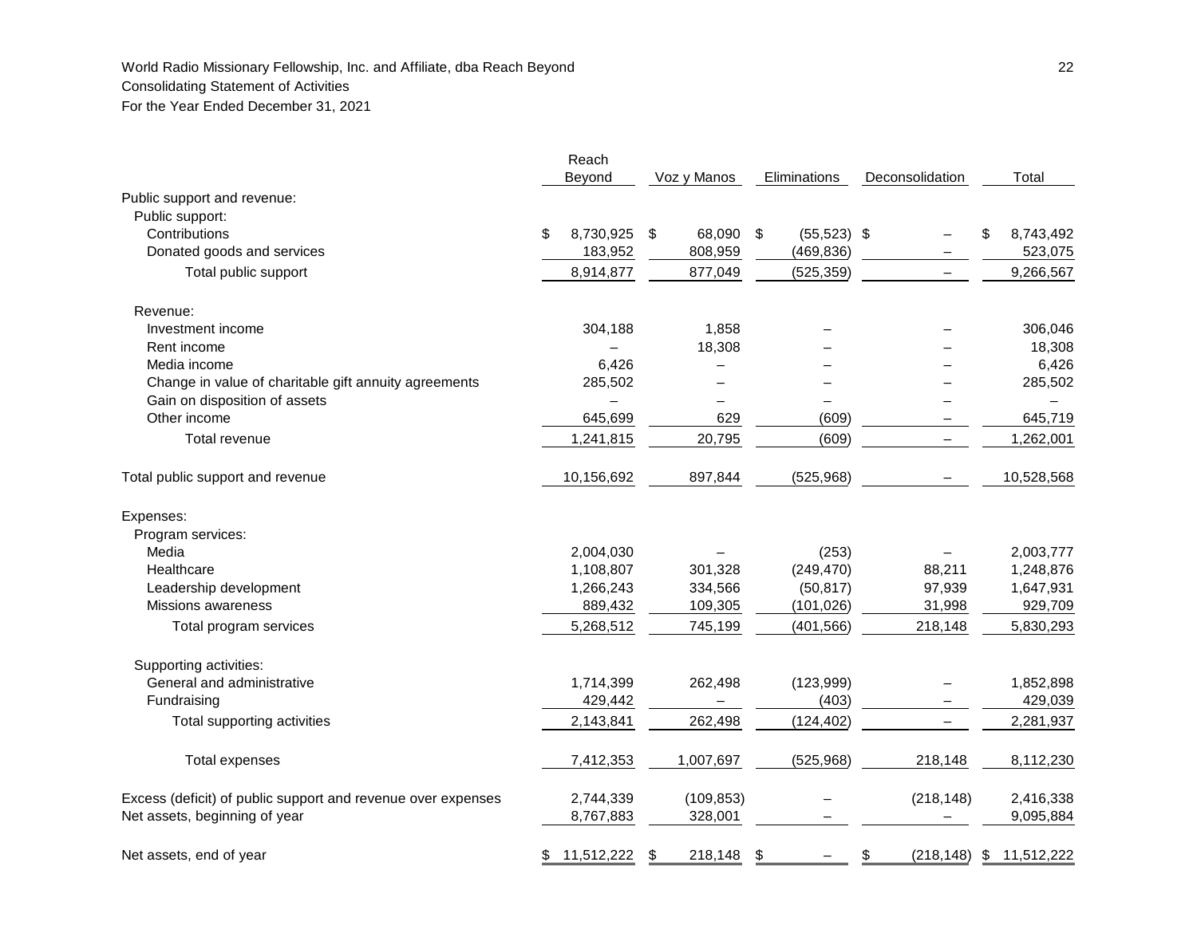World Radio Missionary Fellowship, Inc. and Affiliate, dba Reach Beyond
Consolidating Statement of Activities
For the Year Ended December 31, 2021

| | Reach Beyond | Voz y Manos | Eliminations | Deconsolidation | Total |
|---|---|---|---|---|---|
| Public support and revenue: | | | | | |
| Public support: | | | | | |
| Contributions | $ 8,730,925 | $ 68,090 | $ (55,523) | $ – | $ 8,743,492 |
| Donated goods and services | 183,952 | 808,959 | (469,836) | – | 523,075 |
| Total public support | 8,914,877 | 877,049 | (525,359) | – | 9,266,567 |
| Revenue: | | | | | |
| Investment income | 304,188 | 1,858 | – | – | 306,046 |
| Rent income | – | 18,308 | – | – | 18,308 |
| Media income | 6,426 | – | – | – | 6,426 |
| Change in value of charitable gift annuity agreements | 285,502 | – | – | – | 285,502 |
| Gain on disposition of assets | – | – | – | – | – |
| Other income | 645,699 | 629 | (609) | – | 645,719 |
| Total revenue | 1,241,815 | 20,795 | (609) | – | 1,262,001 |
| Total public support and revenue | 10,156,692 | 897,844 | (525,968) | – | 10,528,568 |
| Expenses: | | | | | |
| Program services: | | | | | |
| Media | 2,004,030 | – | (253) | – | 2,003,777 |
| Healthcare | 1,108,807 | 301,328 | (249,470) | 88,211 | 1,248,876 |
| Leadership development | 1,266,243 | 334,566 | (50,817) | 97,939 | 1,647,931 |
| Missions awareness | 889,432 | 109,305 | (101,026) | 31,998 | 929,709 |
| Total program services | 5,268,512 | 745,199 | (401,566) | 218,148 | 5,830,293 |
| Supporting activities: | | | | | |
| General and administrative | 1,714,399 | 262,498 | (123,999) | – | 1,852,898 |
| Fundraising | 429,442 | – | (403) | – | 429,039 |
| Total supporting activities | 2,143,841 | 262,498 | (124,402) | – | 2,281,937 |
| Total expenses | 7,412,353 | 1,007,697 | (525,968) | 218,148 | 8,112,230 |
| Excess (deficit) of public support and revenue over expenses | 2,744,339 | (109,853) | – | (218,148) | 2,416,338 |
| Net assets, beginning of year | 8,767,883 | 328,001 | – | – | 9,095,884 |
| Net assets, end of year | $ 11,512,222 | $ 218,148 | $ – | $ (218,148) | $ 11,512,222 |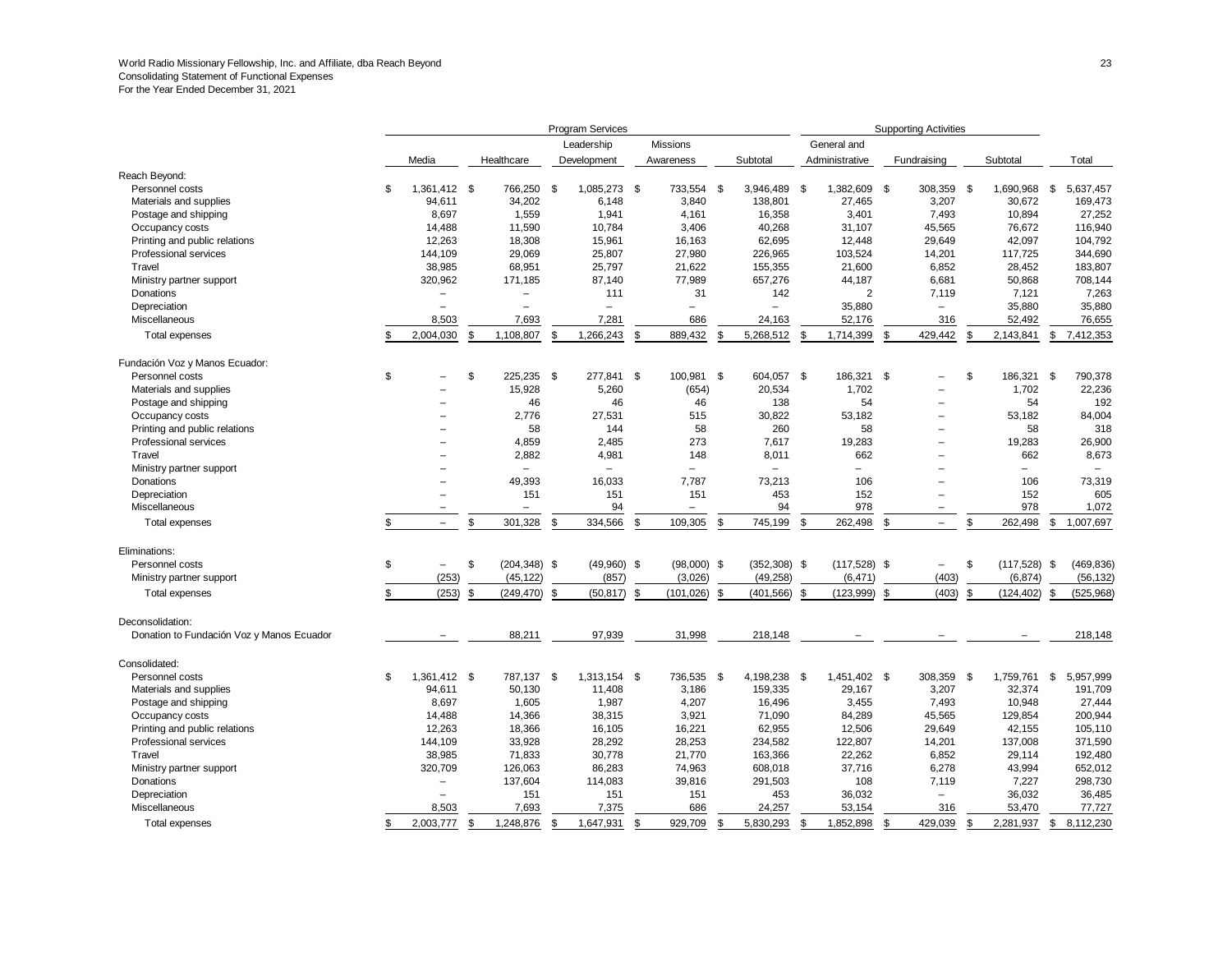World Radio Missionary Fellowship, Inc. and Affiliate, dba Reach Beyond
Consolidating Statement of Functional Expenses
For the Year Ended December 31, 2021

| | Program Services | | | | | Supporting Activities | | | |
|---|---|---|---|---|---|---|---|---|---|
| | Media | Healthcare | Leadership Development | Missions Awareness | Subtotal | General and Administrative | Fundraising | Subtotal | Total |
| **Reach Beyond:** | | | | | | | | | |
| Personnel costs | $ 1,361,412 | $ 766,250 | $ 1,085,273 | $ 733,554 | $ 3,946,489 | $ 1,382,609 | $ 308,359 | $ 1,690,968 | $ 5,637,457 |
| Materials and supplies | 94,611 | 34,202 | 6,148 | 3,840 | 138,801 | 27,465 | 3,207 | 30,672 | 169,473 |
| Postage and shipping | 8,697 | 1,559 | 1,941 | 4,161 | 16,358 | 3,401 | 7,493 | 10,894 | 27,252 |
| Occupancy costs | 14,488 | 11,590 | 10,784 | 3,406 | 40,268 | 31,107 | 45,565 | 76,672 | 116,940 |
| Printing and public relations | 12,263 | 18,308 | 15,961 | 16,163 | 62,695 | 12,448 | 29,649 | 42,097 | 104,792 |
| Professional services | 144,109 | 29,069 | 25,807 | 27,980 | 226,965 | 103,524 | 14,201 | 117,725 | 344,690 |
| Travel | 38,985 | 68,951 | 25,797 | 21,622 | 155,355 | 21,600 | 6,852 | 28,452 | 183,807 |
| Ministry partner support | 320,962 | 171,185 | 87,140 | 77,989 | 657,276 | 44,187 | 6,681 | 50,868 | 708,144 |
| Donations | – | – | 111 | 31 | 142 | 2 | 7,119 | 7,121 | 7,263 |
| Depreciation | – | – | – | – | – | 35,880 | – | 35,880 | 35,880 |
| Miscellaneous | 8,503 | 7,693 | 7,281 | 686 | 24,163 | 52,176 | 316 | 52,492 | 76,655 |
| Total expenses | $ 2,004,030 | $ 1,108,807 | $ 1,266,243 | $ 889,432 | $ 5,268,512 | $ 1,714,399 | $ 429,442 | $ 2,143,841 | $ 7,412,353 |
| **Fundación Voz y Manos Ecuador:** | | | | | | | | | |
| Personnel costs | $ – | $ 225,235 | $ 277,841 | $ 100,981 | $ 604,057 | $ 186,321 | $ – | $ 186,321 | $ 790,378 |
| Materials and supplies | – | 15,928 | 5,260 | (654) | 20,534 | 1,702 | – | 1,702 | 22,236 |
| Postage and shipping | – | 46 | 46 | 46 | 138 | 54 | – | 54 | 192 |
| Occupancy costs | – | 2,776 | 27,531 | 515 | 30,822 | 53,182 | – | 53,182 | 84,004 |
| Printing and public relations | – | 58 | 144 | 58 | 260 | 58 | – | 58 | 318 |
| Professional services | – | 4,859 | 2,485 | 273 | 7,617 | 19,283 | – | 19,283 | 26,900 |
| Travel | – | 2,882 | 4,981 | 148 | 8,011 | 662 | – | 662 | 8,673 |
| Ministry partner support | – | – | – | – | – | – | – | – | – |
| Donations | – | 49,393 | 16,033 | 7,787 | 73,213 | 106 | – | 106 | 73,319 |
| Depreciation | – | 151 | 151 | 151 | 453 | 152 | – | 152 | 605 |
| Miscellaneous | – | – | 94 | – | 94 | 978 | – | 978 | 1,072 |
| Total expenses | $ – | $ 301,328 | $ 334,566 | $ 109,305 | $ 745,199 | $ 262,498 | $ – | $ 262,498 | $ 1,007,697 |
| **Eliminations:** | | | | | | | | | |
| Personnel costs | $ – | $ (204,348) | $ (49,960) | $ (98,000) | $ (352,308) | $ (117,528) | $ – | $ (117,528) | $ (469,836) |
| Ministry partner support | (253) | (45,122) | (857) | (3,026) | (49,258) | (6,471) | (403) | (6,874) | (56,132) |
| Total expenses | $ (253) | $ (249,470) | $ (50,817) | $ (101,026) | $ (401,566) | $ (123,999) | $ (403) | $ (124,402) | $ (525,968) |
| **Deconsolidation:** | | | | | | | | | |
| Donation to Fundación Voz y Manos Ecuador | – | 88,211 | 97,939 | 31,998 | 218,148 | – | – | – | 218,148 |
| **Consolidated:** | | | | | | | | | |
| Personnel costs | $ 1,361,412 | $ 787,137 | $ 1,313,154 | $ 736,535 | $ 4,198,238 | $ 1,451,402 | $ 308,359 | $ 1,759,761 | $ 5,957,999 |
| Materials and supplies | 94,611 | 50,130 | 11,408 | 3,186 | 159,335 | 29,167 | 3,207 | 32,374 | 191,709 |
| Postage and shipping | 8,697 | 1,605 | 1,987 | 4,207 | 16,496 | 3,455 | 7,493 | 10,948 | 27,444 |
| Occupancy costs | 14,488 | 14,366 | 38,315 | 3,921 | 71,090 | 84,289 | 45,565 | 129,854 | 200,944 |
| Printing and public relations | 12,263 | 18,366 | 16,105 | 16,221 | 62,955 | 12,506 | 29,649 | 42,155 | 105,110 |
| Professional services | 144,109 | 33,928 | 28,292 | 28,253 | 234,582 | 122,807 | 14,201 | 137,008 | 371,590 |
| Travel | 38,985 | 71,833 | 30,778 | 21,770 | 163,366 | 22,262 | 6,852 | 29,114 | 192,480 |
| Ministry partner support | 320,709 | 126,063 | 86,283 | 74,963 | 608,018 | 37,716 | 6,278 | 43,994 | 652,012 |
| Donations | – | 137,604 | 114,083 | 39,816 | 291,503 | 108 | 7,119 | 7,227 | 298,730 |
| Depreciation | – | 151 | 151 | 151 | 453 | 36,032 | – | 36,032 | 36,485 |
| Miscellaneous | 8,503 | 7,693 | 7,375 | 686 | 24,257 | 53,154 | 316 | 53,470 | 77,727 |
| Total expenses | $ 2,003,777 | $ 1,248,876 | $ 1,647,931 | $ 929,709 | $ 5,830,293 | $ 1,852,898 | $ 429,039 | $ 2,281,937 | $ 8,112,230 |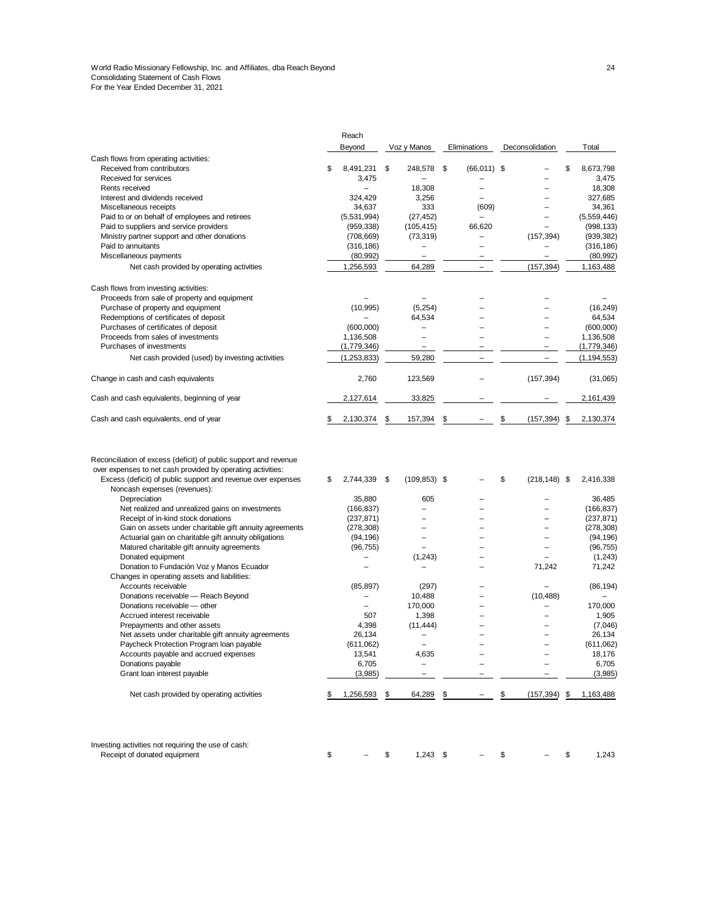World Radio Missionary Fellowship, Inc. and Affiliates, dba Reach Beyond
Consolidating Statement of Cash Flows
For the Year Ended December 31, 2021

| | Reach Beyond | Voz y Manos | Eliminations | Deconsolidation | Total |
|---|---|---|---|---|---|
| Cash flows from operating activities: | | | | | |
| Received from contributors | $ 8,491,231 | $ 248,578 | $ (66,011) | $ – | $ 8,673,798 |
| Received for services | 3,475 | – | – | – | 3,475 |
| Rents received | – | 18,308 | – | – | 18,308 |
| Interest and dividends received | 324,429 | 3,256 | – | – | 327,685 |
| Miscellaneous receipts | 34,637 | 333 | (609) | – | 34,361 |
| Paid to or on behalf of employees and retirees | (5,531,994) | (27,452) | – | – | (5,559,446) |
| Paid to suppliers and service providers | (959,338) | (105,415) | 66,620 | – | (998,133) |
| Ministry partner support and other donations | (708,669) | (73,319) | – | (157,394) | (939,382) |
| Paid to annuitants | (316,186) | – | – | – | (316,186) |
| Miscellaneous payments | (80,992) | – | – | – | (80,992) |
| Net cash provided by operating activities | 1,256,593 | 64,289 | – | (157,394) | 1,163,488 |
| Cash flows from investing activities: | | | | | |
| Proceeds from sale of property and equipment | – | – | – | – | – |
| Purchase of property and equipment | (10,995) | (5,254) | – | – | (16,249) |
| Redemptions of certificates of deposit | – | 64,534 | – | – | 64,534 |
| Purchases of certificates of deposit | (600,000) | – | – | – | (600,000) |
| Proceeds from sales of investments | 1,136,508 | – | – | – | 1,136,508 |
| Purchases of investments | (1,779,346) | – | – | – | (1,779,346) |
| Net cash provided (used) by investing activities | (1,253,833) | 59,280 | – | – | (1,194,553) |
| Change in cash and cash equivalents | 2,760 | 123,569 | – | (157,394) | (31,065) |
| Cash and cash equivalents, beginning of year | 2,127,614 | 33,825 | – | – | 2,161,439 |
| Cash and cash equivalents, end of year | $ 2,130,374 | $ 157,394 | $ – | $ (157,394) | $ 2,130,374 |

| | Reach Beyond | Voz y Manos | Eliminations | Deconsolidation | Total |
|---|---|---|---|---|---|
| Reconciliation of excess (deficit) of public support and revenue over expenses to net cash provided by operating activities: | | | | | |
| Excess (deficit) of public support and revenue over expenses | $ 2,744,339 | $ (109,853) | $ – | $ (218,148) | $ 2,416,338 |
| Noncash expenses (revenues): | | | | | |
| Depreciation | 35,880 | 605 | – | – | 36,485 |
| Net realized and unrealized gains on investments | (166,837) | – | – | – | (166,837) |
| Receipt of in-kind stock donations | (237,871) | – | – | – | (237,871) |
| Gain on assets under charitable gift annuity agreements | (278,308) | – | – | – | (278,308) |
| Actuarial gain on charitable gift annuity obligations | (94,196) | – | – | – | (94,196) |
| Matured charitable gift annuity agreements | (96,755) | – | – | – | (96,755) |
| Donated equipment | – | (1,243) | – | – | (1,243) |
| Donation to Fundación Voz y Manos Ecuador | – | – | – | 71,242 | 71,242 |
| Changes in operating assets and liabilities: | | | | | |
| Accounts receivable | (85,897) | (297) | – | – | (86,194) |
| Donations receivable — Reach Beyond | – | 10,488 | – | (10,488) | – |
| Donations receivable — other | – | 170,000 | – | – | 170,000 |
| Accrued interest receivable | 507 | 1,398 | – | – | 1,905 |
| Prepayments and other assets | 4,398 | (11,444) | – | – | (7,046) |
| Net assets under charitable gift annuity agreements | 26,134 | – | – | – | 26,134 |
| Paycheck Protection Program loan payable | (611,062) | – | – | – | (611,062) |
| Accounts payable and accrued expenses | 13,541 | 4,635 | – | – | 18,176 |
| Donations payable | 6,705 | – | – | – | 6,705 |
| Grant loan interest payable | (3,985) | – | – | – | (3,985) |
| Net cash provided by operating activities | $ 1,256,593 | $ 64,289 | $ – | $ (157,394) | $ 1,163,488 |

| | Reach Beyond | Voz y Manos | Eliminations | Deconsolidation | Total |
|---|---|---|---|---|---|
| Investing activities not requiring the use of cash: | | | | | |
| Receipt of donated equipment | $ – | $ 1,243 | $ – | $ – | $ 1,243 |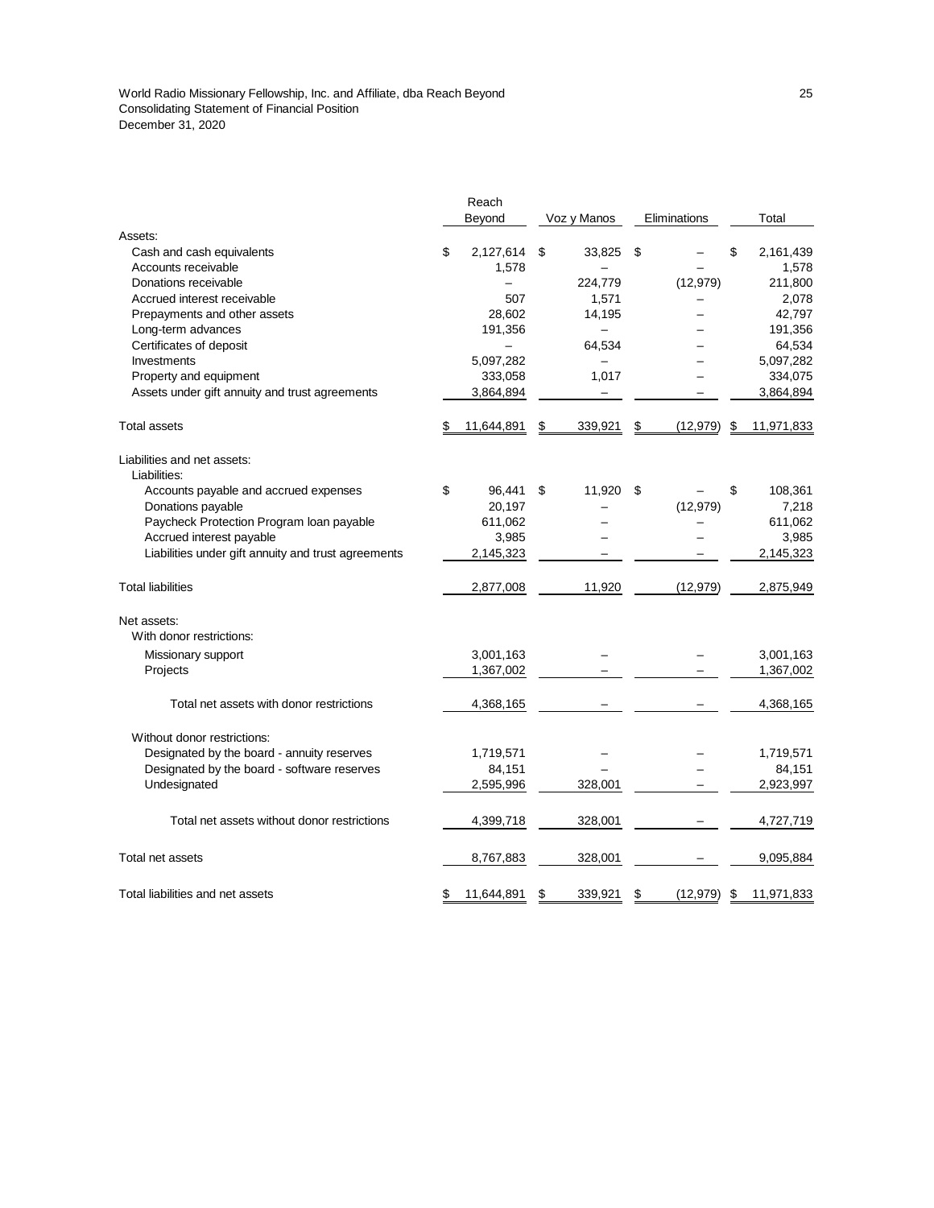World Radio Missionary Fellowship, Inc. and Affiliate, dba Reach Beyond
Consolidating Statement of Financial Position
December 31, 2020

| | Reach Beyond | Voz y Manos | Eliminations | Total |
|---|---|---|---|---|
| Assets: | | | | |
| Cash and cash equivalents | $ 2,127,614 | $ 33,825 | $ – | $ 2,161,439 |
| Accounts receivable | 1,578 | – | – | 1,578 |
| Donations receivable | – | 224,779 | (12,979) | 211,800 |
| Accrued interest receivable | 507 | 1,571 | – | 2,078 |
| Prepayments and other assets | 28,602 | 14,195 | – | 42,797 |
| Long-term advances | 191,356 | – | – | 191,356 |
| Certificates of deposit | – | 64,534 | – | 64,534 |
| Investments | 5,097,282 | – | – | 5,097,282 |
| Property and equipment | 333,058 | 1,017 | – | 334,075 |
| Assets under gift annuity and trust agreements | 3,864,894 | – | – | 3,864,894 |
| Total assets | $ 11,644,891 | $ 339,921 | $ (12,979) | $ 11,971,833 |
| Liabilities and net assets: | | | | |
| Liabilities: | | | | |
| Accounts payable and accrued expenses | $ 96,441 | $ 11,920 | $ – | $ 108,361 |
| Donations payable | 20,197 | – | (12,979) | 7,218 |
| Paycheck Protection Program loan payable | 611,062 | – | – | 611,062 |
| Accrued interest payable | 3,985 | – | – | 3,985 |
| Liabilities under gift annuity and trust agreements | 2,145,323 | – | – | 2,145,323 |
| Total liabilities | 2,877,008 | 11,920 | (12,979) | 2,875,949 |
| Net assets: | | | | |
| With donor restrictions: | | | | |
| Missionary support | 3,001,163 | – | – | 3,001,163 |
| Projects | 1,367,002 | – | – | 1,367,002 |
| Total net assets with donor restrictions | 4,368,165 | – | – | 4,368,165 |
| Without donor restrictions: | | | | |
| Designated by the board - annuity reserves | 1,719,571 | – | – | 1,719,571 |
| Designated by the board - software reserves | 84,151 | – | – | 84,151 |
| Undesignated | 2,595,996 | 328,001 | – | 2,923,997 |
| Total net assets without donor restrictions | 4,399,718 | 328,001 | – | 4,727,719 |
| Total net assets | 8,767,883 | 328,001 | – | 9,095,884 |
| Total liabilities and net assets | $ 11,644,891 | $ 339,921 | $ (12,979) | $ 11,971,833 |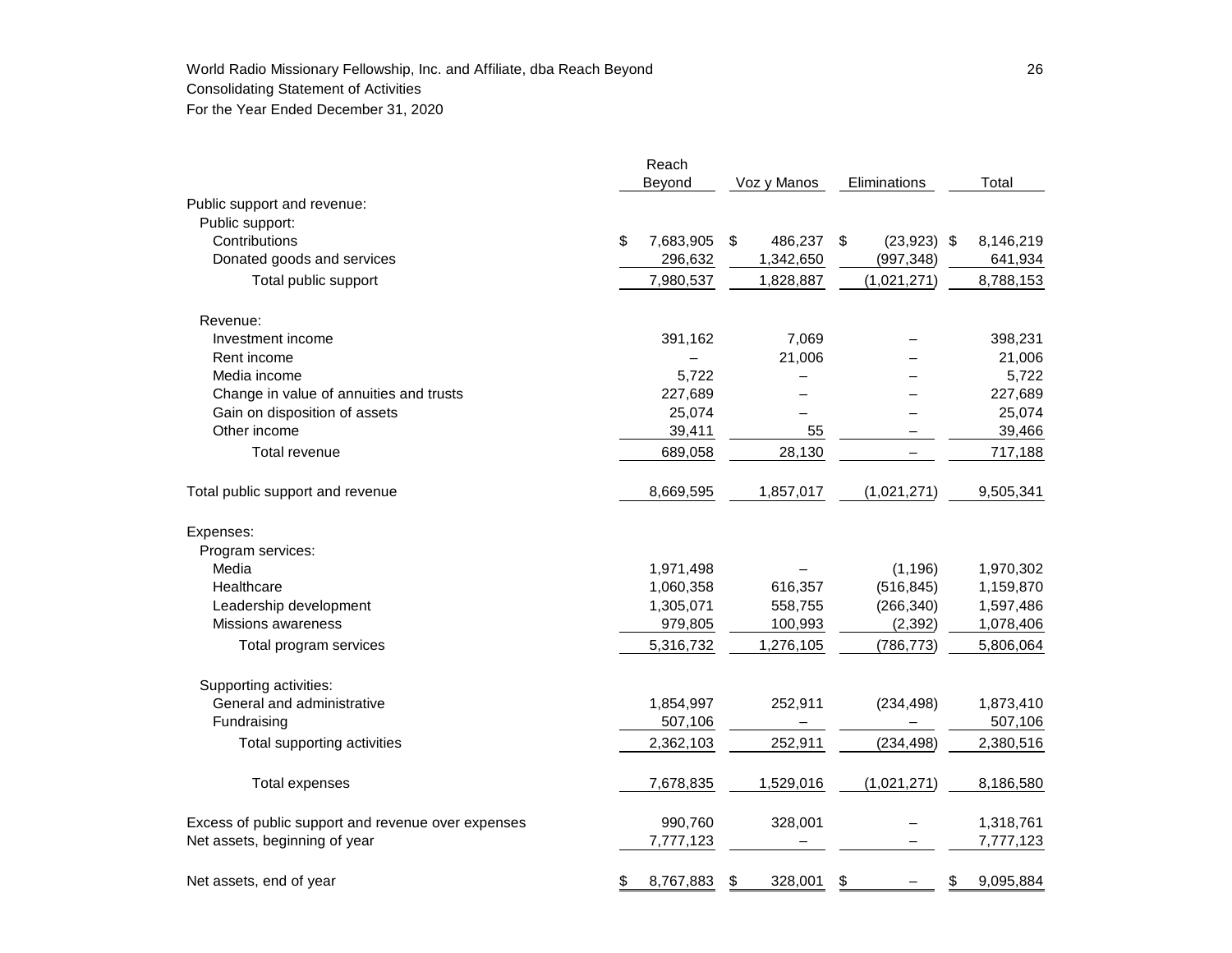World Radio Missionary Fellowship, Inc. and Affiliate, dba Reach Beyond

Consolidating Statement of Activities

For the Year Ended December 31, 2020

| | Reach Beyond | Voz y Manos | Eliminations | Total |
|---|---|---|---|---|
| Public support and revenue: | | | | |
| Public support: | | | | |
| Contributions | $ 7,683,905 | $ 486,237 | $ (23,923) | $ 8,146,219 |
| Donated goods and services | 296,632 | 1,342,650 | (997,348) | 641,934 |
| Total public support | 7,980,537 | 1,828,887 | (1,021,271) | 8,788,153 |
| Revenue: | | | | |
| Investment income | 391,162 | 7,069 | – | 398,231 |
| Rent income | – | 21,006 | – | 21,006 |
| Media income | 5,722 | – | – | 5,722 |
| Change in value of annuities and trusts | 227,689 | – | – | 227,689 |
| Gain on disposition of assets | 25,074 | – | – | 25,074 |
| Other income | 39,411 | 55 | – | 39,466 |
| Total revenue | 689,058 | 28,130 | – | 717,188 |
| Total public support and revenue | 8,669,595 | 1,857,017 | (1,021,271) | 9,505,341 |
| Expenses: | | | | |
| Program services: | | | | |
| Media | 1,971,498 | – | (1,196) | 1,970,302 |
| Healthcare | 1,060,358 | 616,357 | (516,845) | 1,159,870 |
| Leadership development | 1,305,071 | 558,755 | (266,340) | 1,597,486 |
| Missions awareness | 979,805 | 100,993 | (2,392) | 1,078,406 |
| Total program services | 5,316,732 | 1,276,105 | (786,773) | 5,806,064 |
| Supporting activities: | | | | |
| General and administrative | 1,854,997 | 252,911 | (234,498) | 1,873,410 |
| Fundraising | 507,106 | – | – | 507,106 |
| Total supporting activities | 2,362,103 | 252,911 | (234,498) | 2,380,516 |
| Total expenses | 7,678,835 | 1,529,016 | (1,021,271) | 8,186,580 |
| Excess of public support and revenue over expenses | 990,760 | 328,001 | – | 1,318,761 |
| Net assets, beginning of year | 7,777,123 | – | – | 7,777,123 |
| Net assets, end of year | $ 8,767,883 | $ 328,001 | $ – | $ 9,095,884 |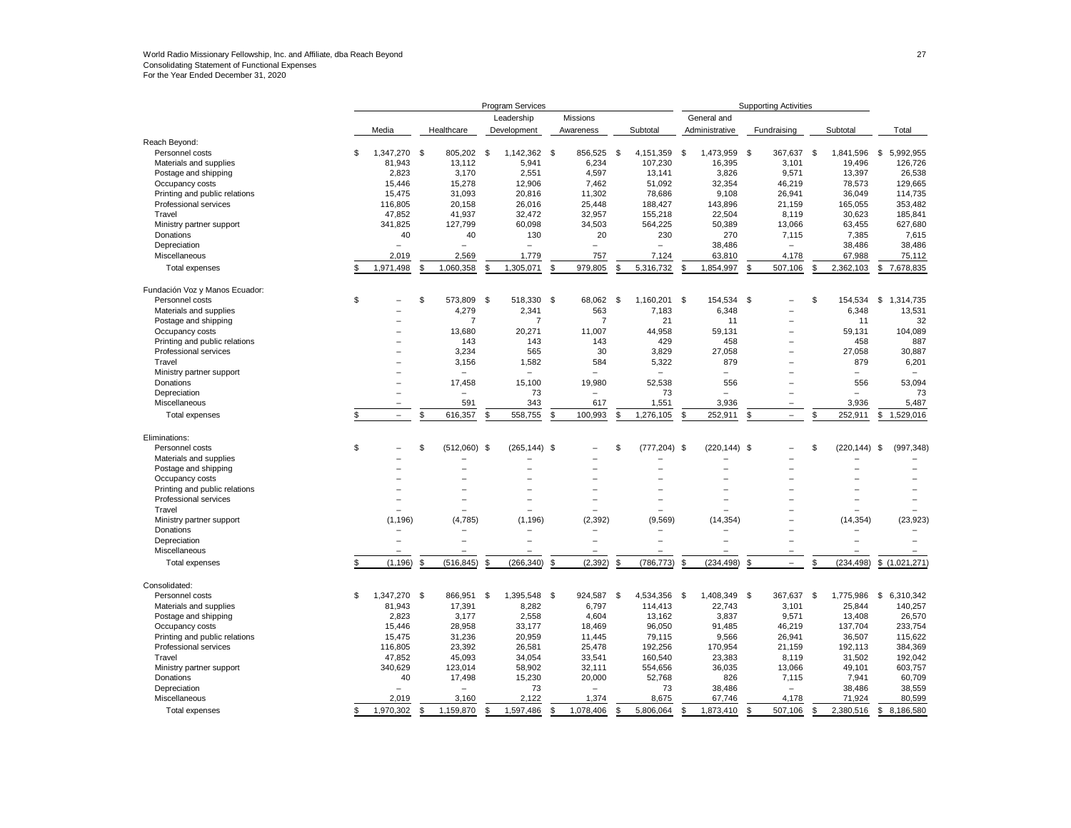World Radio Missionary Fellowship, Inc. and Affiliate, dba Reach Beyond
Consolidating Statement of Functional Expenses
For the Year Ended December 31, 2020

| | Program Services | | | | | Supporting Activities | | | |
|---|---|---|---|---|---|---|---|---|---|
| | Media | Healthcare | Leadership Development | Missions Awareness | Subtotal | General and Administrative | Fundraising | Subtotal | Total |
| **Reach Beyond:** | | | | | | | | | |
| Personnel costs | $ 1,347,270 | $ 805,202 | $ 1,142,362 | $ 856,525 | $ 4,151,359 | $ 1,473,959 | $ 367,637 | $ 1,841,596 | $ 5,992,955 |
| Materials and supplies | 81,943 | 13,112 | 5,941 | 6,234 | 107,230 | 16,395 | 3,101 | 19,496 | 126,726 |
| Postage and shipping | 2,823 | 3,170 | 2,551 | 4,597 | 13,141 | 3,826 | 9,571 | 13,397 | 26,538 |
| Occupancy costs | 15,446 | 15,278 | 12,906 | 7,462 | 51,092 | 32,354 | 46,219 | 78,573 | 129,665 |
| Printing and public relations | 15,475 | 31,093 | 20,816 | 11,302 | 78,686 | 9,108 | 26,941 | 36,049 | 114,735 |
| Professional services | 116,805 | 20,158 | 26,016 | 25,448 | 188,427 | 143,896 | 21,159 | 165,055 | 353,482 |
| Travel | 47,852 | 41,937 | 32,472 | 32,957 | 155,218 | 22,504 | 8,119 | 30,623 | 185,841 |
| Ministry partner support | 341,825 | 127,799 | 60,098 | 34,503 | 564,225 | 50,389 | 13,066 | 63,455 | 627,680 |
| Donations | 40 | 40 | 130 | 20 | 230 | 270 | 7,115 | 7,385 | 7,615 |
| Depreciation | – | – | – | – | – | 38,486 | – | 38,486 | 38,486 |
| Miscellaneous | 2,019 | 2,569 | 1,779 | 757 | 7,124 | 63,810 | 4,178 | 67,988 | 75,112 |
| Total expenses | $ 1,971,498 | $ 1,060,358 | $ 1,305,071 | $ 979,805 | $ 5,316,732 | $ 1,854,997 | $ 507,106 | $ 2,362,103 | $ 7,678,835 |
| **Fundación Voz y Manos Ecuador:** | | | | | | | | | |
| Personnel costs | $ – | $ 573,809 | $ 518,330 | $ 68,062 | $ 1,160,201 | $ 154,534 | $ – | $ 154,534 | $ 1,314,735 |
| Materials and supplies | – | 4,279 | 2,341 | 563 | 7,183 | 6,348 | – | 6,348 | 13,531 |
| Postage and shipping | – | 7 | 7 | 7 | 21 | 11 | – | 11 | 32 |
| Occupancy costs | – | 13,680 | 20,271 | 11,007 | 44,958 | 59,131 | – | 59,131 | 104,089 |
| Printing and public relations | – | 143 | 143 | 143 | 429 | 458 | – | 458 | 887 |
| Professional services | – | 3,234 | 565 | 30 | 3,829 | 27,058 | – | 27,058 | 30,887 |
| Travel | – | 3,156 | 1,582 | 584 | 5,322 | 879 | – | 879 | 6,201 |
| Ministry partner support | – | – | – | – | – | – | – | – | – |
| Donations | – | 17,458 | 15,100 | 19,980 | 52,538 | 556 | – | 556 | 53,094 |
| Depreciation | – | – | 73 | – | 73 | – | – | – | 73 |
| Miscellaneous | – | 591 | 343 | 617 | 1,551 | 3,936 | – | 3,936 | 5,487 |
| Total expenses | $ – | $ 616,357 | $ 558,755 | $ 100,993 | $ 1,276,105 | $ 252,911 | $ – | $ 252,911 | $ 1,529,016 |
| **Eliminations:** | | | | | | | | | |
| Personnel costs | $ – | $ (512,060) | $ (265,144) | $ – | $ (777,204) | $ (220,144) | $ – | $ (220,144) | $ (997,348) |
| Materials and supplies | – | – | – | – | – | – | – | – | – |
| Postage and shipping | – | – | – | – | – | – | – | – | – |
| Occupancy costs | – | – | – | – | – | – | – | – | – |
| Printing and public relations | – | – | – | – | – | – | – | – | – |
| Professional services | – | – | – | – | – | – | – | – | – |
| Travel | – | – | – | – | – | – | – | – | – |
| Ministry partner support | (1,196) | (4,785) | (1,196) | (2,392) | (9,569) | (14,354) | – | (14,354) | (23,923) |
| Donations | – | – | – | – | – | – | – | – | – |
| Depreciation | – | – | – | – | – | – | – | – | – |
| Miscellaneous | – | – | – | – | – | – | – | – | – |
| Total expenses | $ (1,196) | $ (516,845) | $ (266,340) | $ (2,392) | $ (786,773) | $ (234,498) | $ – | $ (234,498) | $ (1,021,271) |
| **Consolidated:** | | | | | | | | | |
| Personnel costs | $ 1,347,270 | $ 866,951 | $ 1,395,548 | $ 924,587 | $ 4,534,356 | $ 1,408,349 | $ 367,637 | $ 1,775,986 | $ 6,310,342 |
| Materials and supplies | 81,943 | 17,391 | 8,282 | 6,797 | 114,413 | 22,743 | 3,101 | 25,844 | 140,257 |
| Postage and shipping | 2,823 | 3,177 | 2,558 | 4,604 | 13,162 | 3,837 | 9,571 | 13,408 | 26,570 |
| Occupancy costs | 15,446 | 28,958 | 33,177 | 18,469 | 96,050 | 91,485 | 46,219 | 137,704 | 233,754 |
| Printing and public relations | 15,475 | 31,236 | 20,959 | 11,445 | 79,115 | 9,566 | 26,941 | 36,507 | 115,622 |
| Professional services | 116,805 | 23,392 | 26,581 | 25,478 | 192,256 | 170,954 | 21,159 | 192,113 | 384,369 |
| Travel | 47,852 | 45,093 | 34,054 | 33,541 | 160,540 | 23,383 | 8,119 | 31,502 | 192,042 |
| Ministry partner support | 340,629 | 123,014 | 58,902 | 32,111 | 554,656 | 36,035 | 13,066 | 49,101 | 603,757 |
| Donations | 40 | 17,498 | 15,230 | 20,000 | 52,768 | 826 | 7,115 | 7,941 | 60,709 |
| Depreciation | – | – | 73 | – | 73 | 38,486 | – | 38,486 | 38,559 |
| Miscellaneous | 2,019 | 3,160 | 2,122 | 1,374 | 8,675 | 67,746 | 4,178 | 71,924 | 80,599 |
| Total expenses | $ 1,970,302 | $ 1,159,870 | $ 1,597,486 | $ 1,078,406 | $ 5,806,064 | $ 1,873,410 | $ 507,106 | $ 2,380,516 | $ 8,186,580 |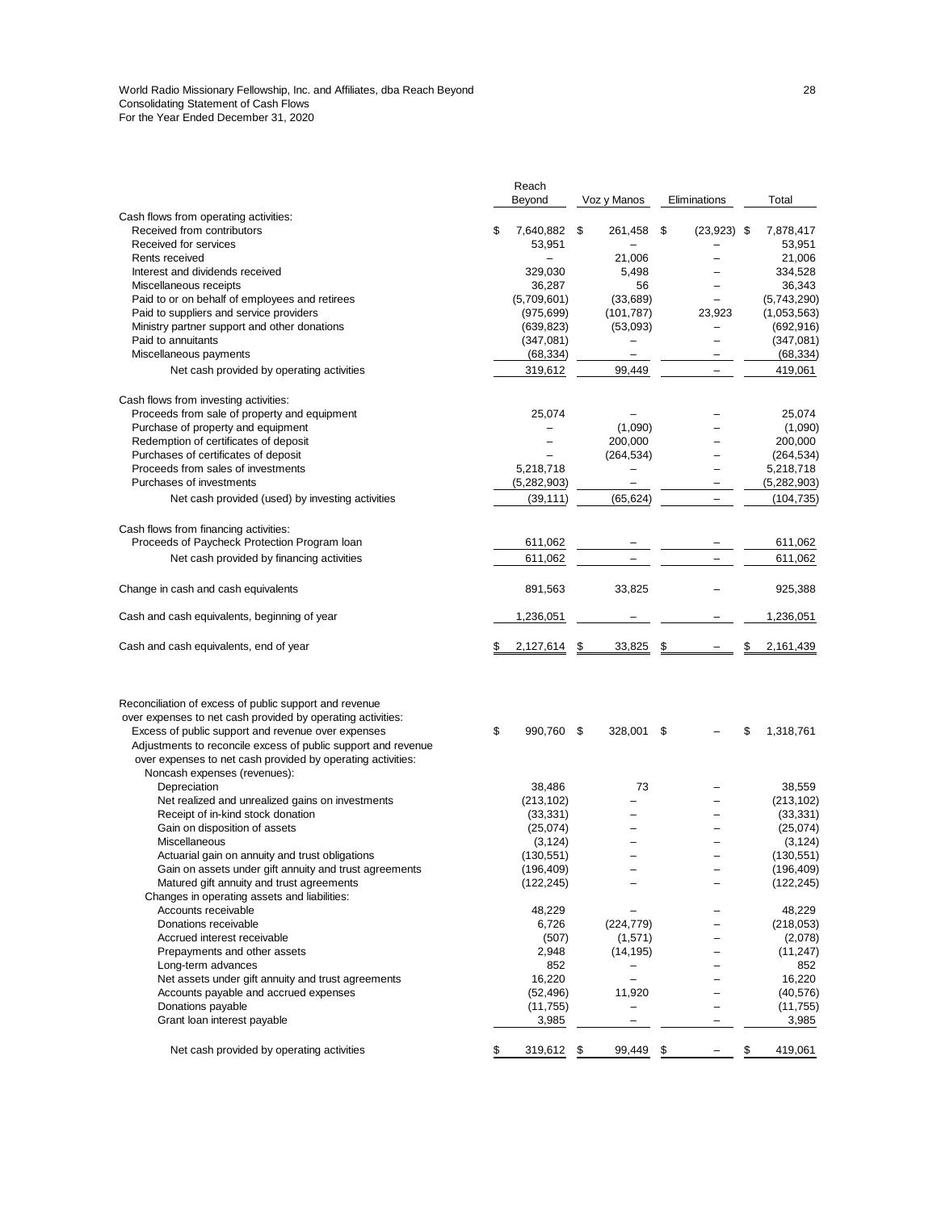World Radio Missionary Fellowship, Inc. and Affiliates, dba Reach Beyond
Consolidating Statement of Cash Flows
For the Year Ended December 31, 2020

| | Reach Beyond | Voz y Manos | Eliminations | Total |
|---|---|---|---|---|
| Cash flows from operating activities: | | | | |
| Received from contributors | $ 7,640,882 | $ 261,458 | $ (23,923) | $ 7,878,417 |
| Received for services | 53,951 | – | – | 53,951 |
| Rents received | – | 21,006 | – | 21,006 |
| Interest and dividends received | 329,030 | 5,498 | – | 334,528 |
| Miscellaneous receipts | 36,287 | 56 | – | 36,343 |
| Paid to or on behalf of employees and retirees | (5,709,601) | (33,689) | – | (5,743,290) |
| Paid to suppliers and service providers | (975,699) | (101,787) | 23,923 | (1,053,563) |
| Ministry partner support and other donations | (639,823) | (53,093) | – | (692,916) |
| Paid to annuitants | (347,081) | – | – | (347,081) |
| Miscellaneous payments | (68,334) | – | – | (68,334) |
| Net cash provided by operating activities | 319,612 | 99,449 | – | 419,061 |
| Cash flows from investing activities: | | | | |
| Proceeds from sale of property and equipment | 25,074 | – | – | 25,074 |
| Purchase of property and equipment | – | (1,090) | – | (1,090) |
| Redemption of certificates of deposit | – | 200,000 | – | 200,000 |
| Purchases of certificates of deposit | – | (264,534) | – | (264,534) |
| Proceeds from sales of investments | 5,218,718 | – | – | 5,218,718 |
| Purchases of investments | (5,282,903) | – | – | (5,282,903) |
| Net cash provided (used) by investing activities | (39,111) | (65,624) | – | (104,735) |
| Cash flows from financing activities: | | | | |
| Proceeds of Paycheck Protection Program loan | 611,062 | – | – | 611,062 |
| Net cash provided by financing activities | 611,062 | – | – | 611,062 |
| Change in cash and cash equivalents | 891,563 | 33,825 | – | 925,388 |
| Cash and cash equivalents, beginning of year | 1,236,051 | – | – | 1,236,051 |
| Cash and cash equivalents, end of year | $ 2,127,614 | $ 33,825 | $ – | $ 2,161,439 |

| | Reach Beyond | Voz y Manos | Eliminations | Total |
|---|---|---|---|---|
| Reconciliation of excess of public support and revenue over expenses to net cash provided by operating activities: | | | | |
| Excess of public support and revenue over expenses | $ 990,760 | $ 328,001 | $ – | $ 1,318,761 |
| Adjustments to reconcile excess of public support and revenue over expenses to net cash provided by operating activities: | | | | |
| Noncash expenses (revenues): | | | | |
| Depreciation | 38,486 | 73 | – | 38,559 |
| Net realized and unrealized gains on investments | (213,102) | – | – | (213,102) |
| Receipt of in-kind stock donation | (33,331) | – | – | (33,331) |
| Gain on disposition of assets | (25,074) | – | – | (25,074) |
| Miscellaneous | (3,124) | – | – | (3,124) |
| Actuarial gain on annuity and trust obligations | (130,551) | – | – | (130,551) |
| Gain on assets under gift annuity and trust agreements | (196,409) | – | – | (196,409) |
| Matured gift annuity and trust agreements | (122,245) | – | – | (122,245) |
| Changes in operating assets and liabilities: | | | | |
| Accounts receivable | 48,229 | – | – | 48,229 |
| Donations receivable | 6,726 | (224,779) | – | (218,053) |
| Accrued interest receivable | (507) | (1,571) | – | (2,078) |
| Prepayments and other assets | 2,948 | (14,195) | – | (11,247) |
| Long-term advances | 852 | – | – | 852 |
| Net assets under gift annuity and trust agreements | 16,220 | – | – | 16,220 |
| Accounts payable and accrued expenses | (52,496) | 11,920 | – | (40,576) |
| Donations payable | (11,755) | – | – | (11,755) |
| Grant loan interest payable | 3,985 | – | – | 3,985 |
| Net cash provided by operating activities | $ 319,612 | $ 99,449 | $ – | $ 419,061 |